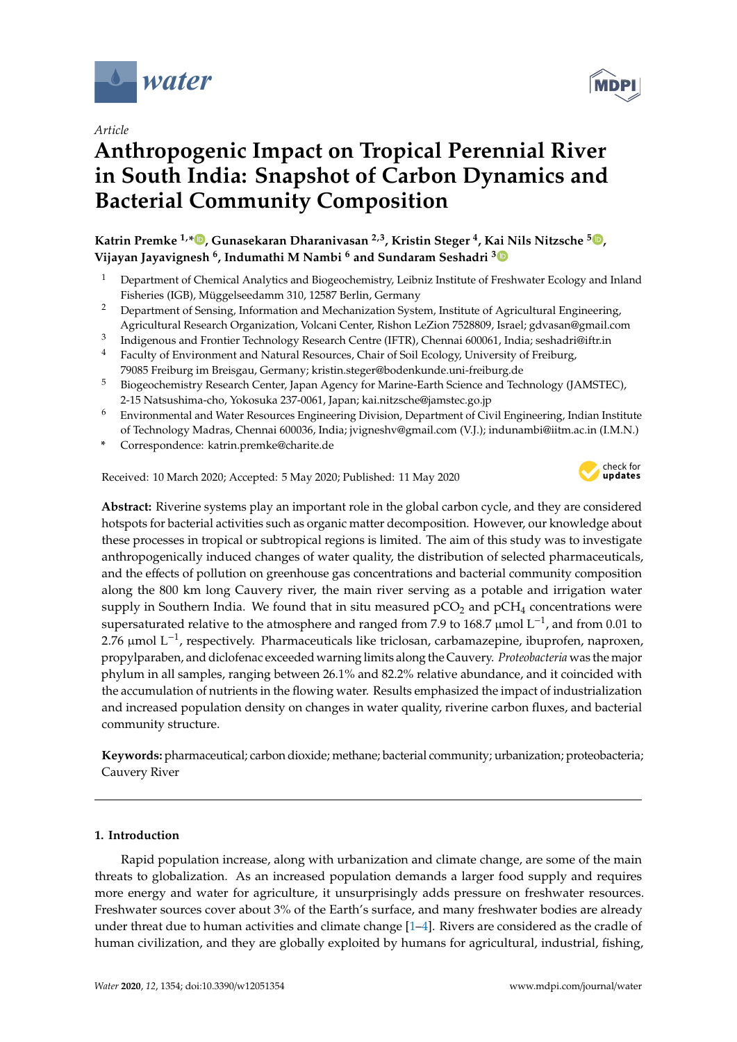*Article*

# Anthropogenic Impact on Tropical Perennial River in South India: Snapshot of Carbon Dynamics and Bacterial Community Composition

**Katrin Premke [1,*], Gunasekaran Dharanivasan [2,3], Kristin Steger [4], Kai Nils Nitzsche [5], Vijayan Jayavignesh [6], Indumathi M Nambi [6] and Sundaram Seshadri [3]**

1. Department of Chemical Analytics and Biogeochemistry, Leibniz Institute of Freshwater Ecology and Inland Fisheries (IGB), Müggelseedamm 310, 12587 Berlin, Germany
2. Department of Sensing, Information and Mechanization System, Institute of Agricultural Engineering, Agricultural Research Organization, Volcani Center, Rishon LeZion 7528809, Israel; gdvasan@gmail.com
3. Indigenous and Frontier Technology Research Centre (IFTR), Chennai 600061, India; seshadri@iftr.in
4. Faculty of Environment and Natural Resources, Chair of Soil Ecology, University of Freiburg, 79085 Freiburg im Breisgau, Germany; kristin.steger@bodenkunde.uni-freiburg.de
5. Biogeochemistry Research Center, Japan Agency for Marine-Earth Science and Technology (JAMSTEC), 2-15 Natsushima-cho, Yokosuka 237-0061, Japan; kai.nitzsche@jamstec.go.jp
6. Environmental and Water Resources Engineering Division, Department of Civil Engineering, Indian Institute of Technology Madras, Chennai 600036, India; jvigneshv@gmail.com (V.J.); indunambi@iitm.ac.in (I.M.N.)

\* Correspondence: katrin.premke@charite.de

Received: 10 March 2020; Accepted: 5 May 2020; Published: 11 May 2020

**Abstract:** Riverine systems play an important role in the global carbon cycle, and they are considered hotspots for bacterial activities such as organic matter decomposition. However, our knowledge about these processes in tropical or subtropical regions is limited. The aim of this study was to investigate anthropogenically induced changes of water quality, the distribution of selected pharmaceuticals, and the effects of pollution on greenhouse gas concentrations and bacterial community composition along the 800 km long Cauvery river, the main river serving as a potable and irrigation water supply in Southern India. We found that in situ measured $pCO_2$ and $pCH_4$ concentrations were supersaturated relative to the atmosphere and ranged from 7.9 to 168.7 µmol $L^{-1}$, and from 0.01 to 2.76 µmol $L^{-1}$, respectively. Pharmaceuticals like triclosan, carbamazepine, ibuprofen, naproxen, propylparaben, and diclofenac exceeded warning limits along the Cauvery. *Proteobacteria* was the major phylum in all samples, ranging between 26.1% and 82.2% relative abundance, and it coincided with the accumulation of nutrients in the flowing water. Results emphasized the impact of industrialization and increased population density on changes in water quality, riverine carbon fluxes, and bacterial community structure.

**Keywords:** pharmaceutical; carbon dioxide; methane; bacterial community; urbanization; proteobacteria; Cauvery River

## 1. Introduction

Rapid population increase, along with urbanization and climate change, are some of the main threats to globalization. As an increased population demands a larger food supply and requires more energy and water for agriculture, it unsurprisingly adds pressure on freshwater resources. Freshwater sources cover about 3% of the Earth's surface, and many freshwater bodies are already under threat due to human activities and climate change [1–4]. Rivers are considered as the cradle of human civilization, and they are globally exploited by humans for agricultural, industrial, fishing,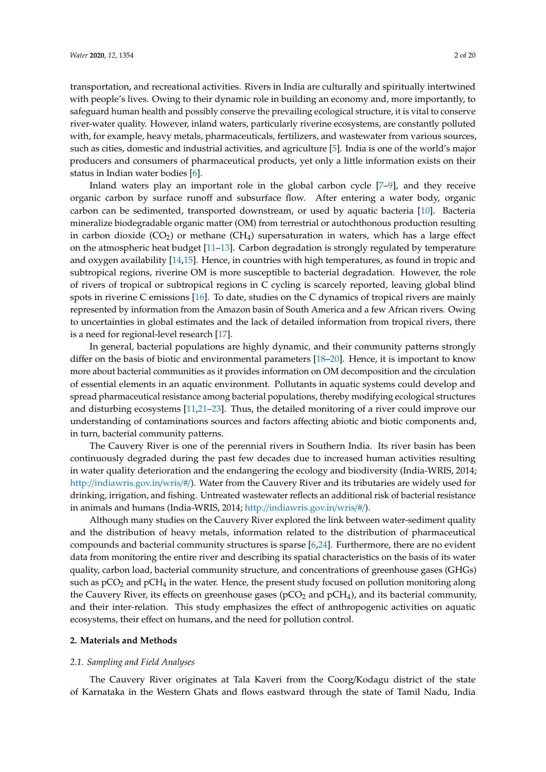transportation, and recreational activities. Rivers in India are culturally and spiritually intertwined with people's lives. Owing to their dynamic role in building an economy and, more importantly, to safeguard human health and possibly conserve the prevailing ecological structure, it is vital to conserve river-water quality. However, inland waters, particularly riverine ecosystems, are constantly polluted with, for example, heavy metals, pharmaceuticals, fertilizers, and wastewater from various sources, such as cities, domestic and industrial activities, and agriculture [5]. India is one of the world's major producers and consumers of pharmaceutical products, yet only a little information exists on their status in Indian water bodies [6].

Inland waters play an important role in the global carbon cycle [7–9], and they receive organic carbon by surface runoff and subsurface flow. After entering a water body, organic carbon can be sedimented, transported downstream, or used by aquatic bacteria [10]. Bacteria mineralize biodegradable organic matter (OM) from terrestrial or autochthonous production resulting in carbon dioxide ($CO_2$) or methane ($CH_4$) supersaturation in waters, which has a large effect on the atmospheric heat budget [11–13]. Carbon degradation is strongly regulated by temperature and oxygen availability [14,15]. Hence, in countries with high temperatures, as found in tropic and subtropical regions, riverine OM is more susceptible to bacterial degradation. However, the role of rivers of tropical or subtropical regions in C cycling is scarcely reported, leaving global blind spots in riverine C emissions [16]. To date, studies on the C dynamics of tropical rivers are mainly represented by information from the Amazon basin of South America and a few African rivers. Owing to uncertainties in global estimates and the lack of detailed information from tropical rivers, there is a need for regional-level research [17].

In general, bacterial populations are highly dynamic, and their community patterns strongly differ on the basis of biotic and environmental parameters [18–20]. Hence, it is important to know more about bacterial communities as it provides information on OM decomposition and the circulation of essential elements in an aquatic environment. Pollutants in aquatic systems could develop and spread pharmaceutical resistance among bacterial populations, thereby modifying ecological structures and disturbing ecosystems [11,21–23]. Thus, the detailed monitoring of a river could improve our understanding of contaminations sources and factors affecting abiotic and biotic components and, in turn, bacterial community patterns.

The Cauvery River is one of the perennial rivers in Southern India. Its river basin has been continuously degraded during the past few decades due to increased human activities resulting in water quality deterioration and the endangering the ecology and biodiversity (India-WRIS, 2014; http://indiawris.gov.in/wris/#/). Water from the Cauvery River and its tributaries are widely used for drinking, irrigation, and fishing. Untreated wastewater reflects an additional risk of bacterial resistance in animals and humans (India-WRIS, 2014; http://indiawris.gov.in/wris/#/).

Although many studies on the Cauvery River explored the link between water-sediment quality and the distribution of heavy metals, information related to the distribution of pharmaceutical compounds and bacterial community structures is sparse [6,24]. Furthermore, there are no evident data from monitoring the entire river and describing its spatial characteristics on the basis of its water quality, carbon load, bacterial community structure, and concentrations of greenhouse gases (GHGs) such as $pCO_2$ and $pCH_4$ in the water. Hence, the present study focused on pollution monitoring along the Cauvery River, its effects on greenhouse gases ($pCO_2$ and $pCH_4$), and its bacterial community, and their inter-relation. This study emphasizes the effect of anthropogenic activities on aquatic ecosystems, their effect on humans, and the need for pollution control.

## 2. Materials and Methods

### *2.1. Sampling and Field Analyses*

The Cauvery River originates at Tala Kaveri from the Coorg/Kodagu district of the state of Karnataka in the Western Ghats and flows eastward through the state of Tamil Nadu, India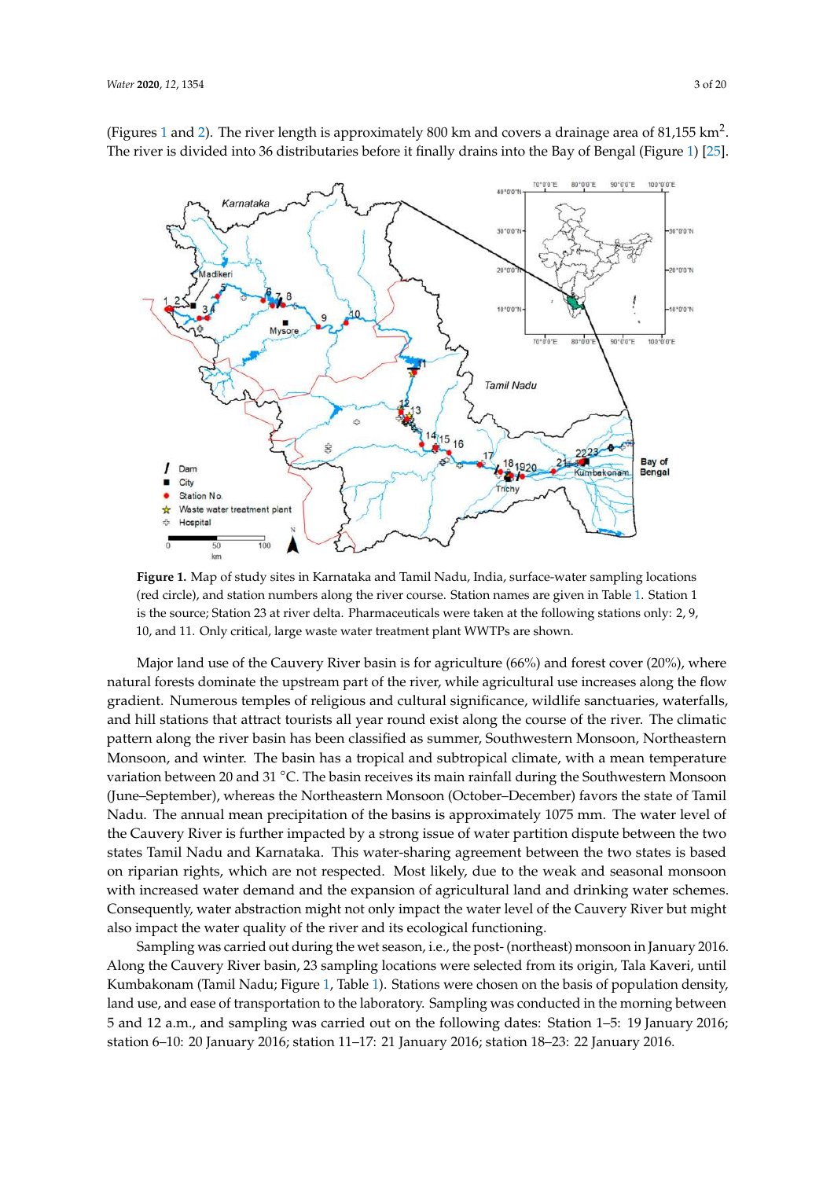(Figures 1 and 2). The river length is approximately 800 km and covers a drainage area of 81,155 $km^2$. The river is divided into 36 distributaries before it finally drains into the Bay of Bengal (Figure 1) [25].

**Figure 1.** Map of study sites in Karnataka and Tamil Nadu, India, surface-water sampling locations (red circle), and station numbers along the river course. Station names are given in Table 1. Station 1 is the source; Station 23 at river delta. Pharmaceuticals were taken at the following stations only: 2, 9, 10, and 11. Only critical, large waste water treatment plant WWTPs are shown.

Major land use of the Cauvery River basin is for agriculture (66%) and forest cover (20%), where natural forests dominate the upstream part of the river, while agricultural use increases along the flow gradient. Numerous temples of religious and cultural significance, wildlife sanctuaries, waterfalls, and hill stations that attract tourists all year round exist along the course of the river. The climatic pattern along the river basin has been classified as summer, Southwestern Monsoon, Northeastern Monsoon, and winter. The basin has a tropical and subtropical climate, with a mean temperature variation between 20 and 31 °C. The basin receives its main rainfall during the Southwestern Monsoon (June–September), whereas the Northeastern Monsoon (October–December) favors the state of Tamil Nadu. The annual mean precipitation of the basins is approximately 1075 mm. The water level of the Cauvery River is further impacted by a strong issue of water partition dispute between the two states Tamil Nadu and Karnataka. This water-sharing agreement between the two states is based on riparian rights, which are not respected. Most likely, due to the weak and seasonal monsoon with increased water demand and the expansion of agricultural land and drinking water schemes. Consequently, water abstraction might not only impact the water level of the Cauvery River but might also impact the water quality of the river and its ecological functioning.

Sampling was carried out during the wet season, i.e., the post- (northeast) monsoon in January 2016. Along the Cauvery River basin, 23 sampling locations were selected from its origin, Tala Kaveri, until Kumbakonam (Tamil Nadu; Figure 1, Table 1). Stations were chosen on the basis of population density, land use, and ease of transportation to the laboratory. Sampling was conducted in the morning between 5 and 12 a.m., and sampling was carried out on the following dates: Station 1–5: 19 January 2016; station 6–10: 20 January 2016; station 11–17: 21 January 2016; station 18–23: 22 January 2016.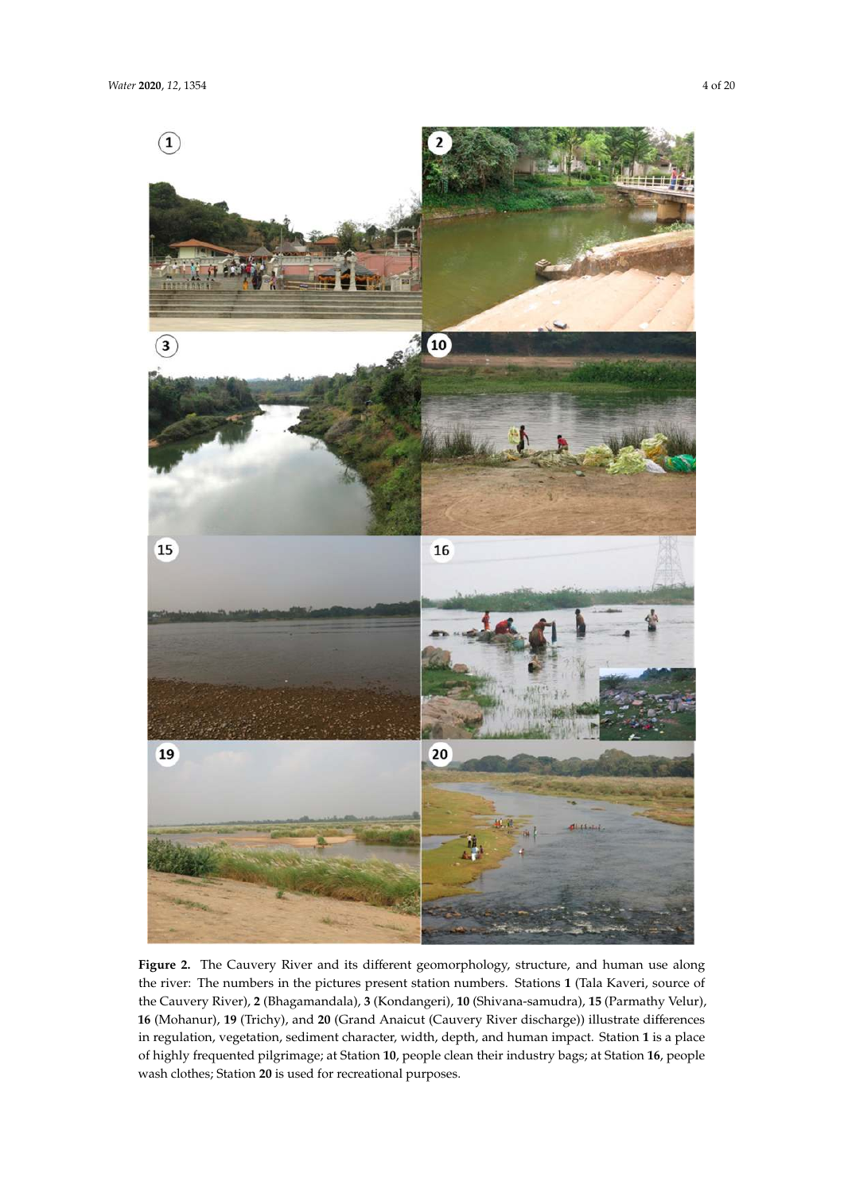**Figure 2.** The Cauvery River and its different geomorphology, structure, and human use along the river: The numbers in the pictures present station numbers. Stations **1** (Tala Kaveri, source of the Cauvery River), **2** (Bhagamandala), **3** (Kondangeri), **10** (Shivana-samudra), **15** (Parmathy Velur), **16** (Mohanur), **19** (Trichy), and **20** (Grand Anaicut (Cauvery River discharge)) illustrate differences in regulation, vegetation, sediment character, width, depth, and human impact. Station **1** is a place of highly frequented pilgrimage; at Station **10**, people clean their industry bags; at Station **16**, people wash clothes; Station **20** is used for recreational purposes.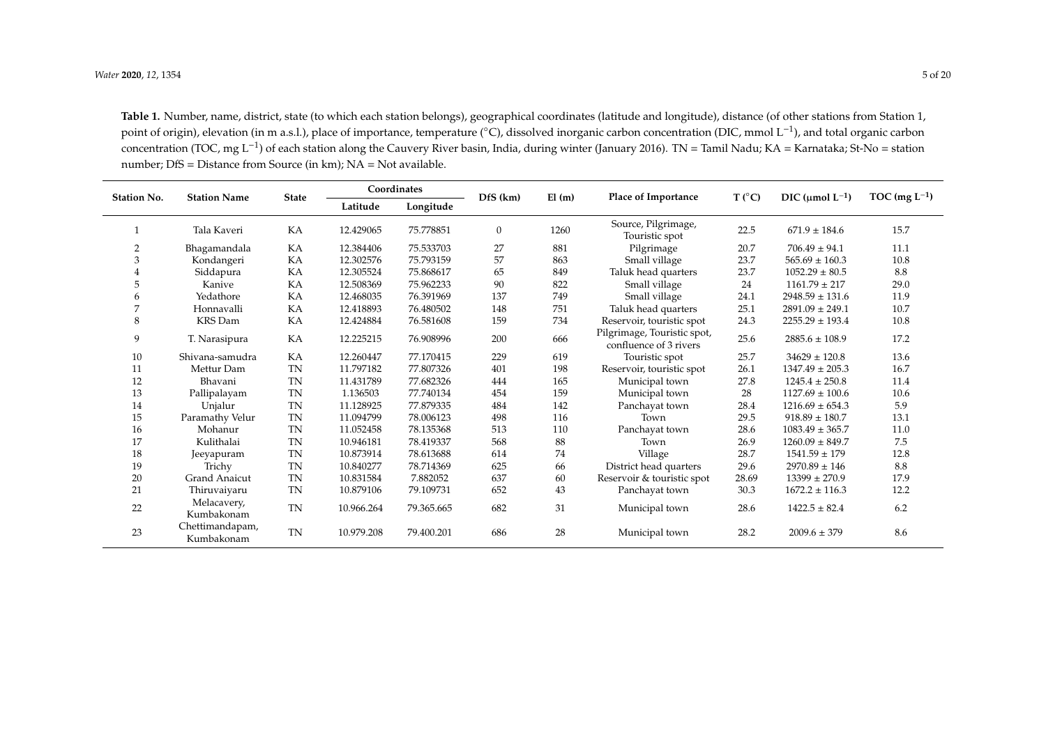**Table 1.** Number, name, district, state (to which each station belongs), geographical coordinates (latitude and longitude), distance (of other stations from Station 1, point of origin), elevation (in m a.s.l.), place of importance, temperature (°C), dissolved inorganic carbon concentration (DIC, mmol $L^{-1}$), and total organic carbon concentration (TOC, mg $L^{-1}$) of each station along the Cauvery River basin, India, during winter (January 2016). TN = Tamil Nadu; KA = Karnataka; St-No = station number; DfS = Distance from Source (in km); NA = Not available.

| Station No. | Station Name | State | Coordinates | | DfS (km) | El (m) | Place of Importance | T (°C) | DIC (μmol $L^{-1}$) | TOC (mg $L^{-1}$) |
|---|---|---|---|---|---|---|---|---|---|---|
| | | | Latitude | Longitude | | | | | | |
| 1 | Tala Kaveri | KA | 12.429065 | 75.778851 | 0 | 1260 | Source, Pilgrimage, Touristic spot | 22.5 | 671.9 ± 184.6 | 15.7 |
| 2 | Bhagamandala | KA | 12.384406 | 75.533703 | 27 | 881 | Pilgrimage | 20.7 | 706.49 ± 94.1 | 11.1 |
| 3 | Kondangeri | KA | 12.302576 | 75.793159 | 57 | 863 | Small village | 23.7 | 565.69 ± 160.3 | 10.8 |
| 4 | Siddapura | KA | 12.305524 | 75.868617 | 65 | 849 | Taluk head quarters | 23.7 | 1052.29 ± 80.5 | 8.8 |
| 5 | Kanive | KA | 12.508369 | 75.962233 | 90 | 822 | Small village | 24 | 1161.79 ± 217 | 29.0 |
| 6 | Yedathore | KA | 12.468035 | 76.391969 | 137 | 749 | Small village | 24.1 | 2948.59 ± 131.6 | 11.9 |
| 7 | Honnavalli | KA | 12.418893 | 76.480502 | 148 | 751 | Taluk head quarters | 25.1 | 2891.09 ± 249.1 | 10.7 |
| 8 | KRS Dam | KA | 12.424884 | 76.581608 | 159 | 734 | Reservoir, touristic spot | 24.3 | 2255.29 ± 193.4 | 10.8 |
| 9 | T. Narasipura | KA | 12.225215 | 76.908996 | 200 | 666 | Pilgrimage, Touristic spot, confluence of 3 rivers | 25.6 | 2885.6 ± 108.9 | 17.2 |
| 10 | Shivana-samudra | KA | 12.260447 | 77.170415 | 229 | 619 | Touristic spot | 25.7 | 34629 ± 120.8 | 13.6 |
| 11 | Mettur Dam | TN | 11.797182 | 77.807326 | 401 | 198 | Reservoir, touristic spot | 26.1 | 1347.49 ± 205.3 | 16.7 |
| 12 | Bhavani | TN | 11.431789 | 77.682326 | 444 | 165 | Municipal town | 27.8 | 1245.4 ± 250.8 | 11.4 |
| 13 | Pallipalayam | TN | 1.136503 | 77.740134 | 454 | 159 | Municipal town | 28 | 1127.69 ± 100.6 | 10.6 |
| 14 | Unjalur | TN | 11.128925 | 77.879335 | 484 | 142 | Panchayat town | 28.4 | 1216.69 ± 654.3 | 5.9 |
| 15 | Paramathy Velur | TN | 11.094799 | 78.006123 | 498 | 116 | Town | 29.5 | 918.89 ± 180.7 | 13.1 |
| 16 | Mohanur | TN | 11.052458 | 78.135368 | 513 | 110 | Panchayat town | 28.6 | 1083.49 ± 365.7 | 11.0 |
| 17 | Kulithalai | TN | 10.946181 | 78.419337 | 568 | 88 | Town | 26.9 | 1260.09 ± 849.7 | 7.5 |
| 18 | Jeeyapuram | TN | 10.873914 | 78.613688 | 614 | 74 | Village | 28.7 | 1541.59 ± 179 | 12.8 |
| 19 | Trichy | TN | 10.840277 | 78.714369 | 625 | 66 | District head quarters | 29.6 | 2970.89 ± 146 | 8.8 |
| 20 | Grand Anaicut | TN | 10.831584 | 7.882052 | 637 | 60 | Reservoir & touristic spot | 28.69 | 13399 ± 270.9 | 17.9 |
| 21 | Thiruvaiyaru | TN | 10.879106 | 79.109731 | 652 | 43 | Panchayat town | 30.3 | 1672.2 ± 116.3 | 12.2 |
| 22 | Melacavery, Kumbakonam | TN | 10.966.264 | 79.365.665 | 682 | 31 | Municipal town | 28.6 | 1422.5 ± 82.4 | 6.2 |
| 23 | Chettimandapam, Kumbakonam | TN | 10.979.208 | 79.400.201 | 686 | 28 | Municipal town | 28.2 | 2009.6 ± 379 | 8.6 |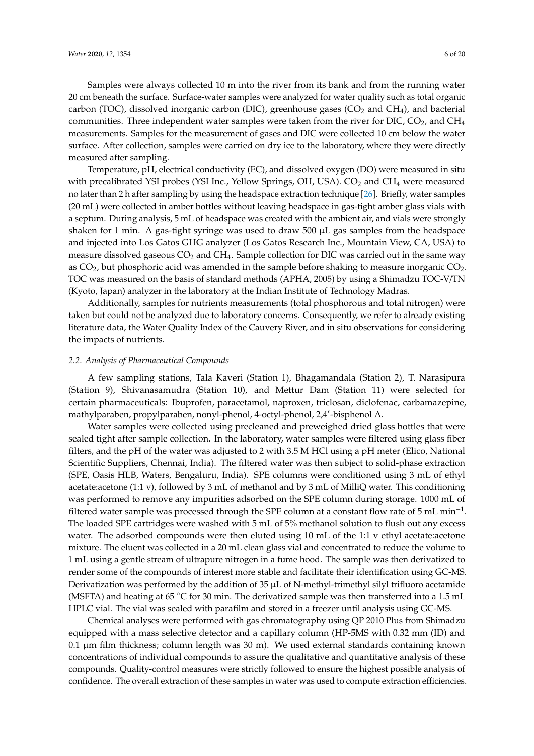Samples were always collected 10 m into the river from its bank and from the running water 20 cm beneath the surface. Surface-water samples were analyzed for water quality such as total organic carbon (TOC), dissolved inorganic carbon (DIC), greenhouse gases ($CO_2$ and $CH_4$), and bacterial communities. Three independent water samples were taken from the river for DIC, $CO_2$, and $CH_4$ measurements. Samples for the measurement of gases and DIC were collected 10 cm below the water surface. After collection, samples were carried on dry ice to the laboratory, where they were directly measured after sampling.

Temperature, pH, electrical conductivity (EC), and dissolved oxygen (DO) were measured in situ with precalibrated YSI probes (YSI Inc., Yellow Springs, OH, USA). $CO_2$ and $CH_4$ were measured no later than 2 h after sampling by using the headspace extraction technique [26]. Briefly, water samples (20 mL) were collected in amber bottles without leaving headspace in gas-tight amber glass vials with a septum. During analysis, 5 mL of headspace was created with the ambient air, and vials were strongly shaken for 1 min. A gas-tight syringe was used to draw 500 µL gas samples from the headspace and injected into Los Gatos GHG analyzer (Los Gatos Research Inc., Mountain View, CA, USA) to measure dissolved gaseous $CO_2$ and $CH_4$. Sample collection for DIC was carried out in the same way as $CO_2$, but phosphoric acid was amended in the sample before shaking to measure inorganic $CO_2$. TOC was measured on the basis of standard methods (APHA, 2005) by using a Shimadzu TOC-V/TN (Kyoto, Japan) analyzer in the laboratory at the Indian Institute of Technology Madras.

Additionally, samples for nutrients measurements (total phosphorous and total nitrogen) were taken but could not be analyzed due to laboratory concerns. Consequently, we refer to already existing literature data, the Water Quality Index of the Cauvery River, and in situ observations for considering the impacts of nutrients.

### *2.2. Analysis of Pharmaceutical Compounds*

A few sampling stations, Tala Kaveri (Station 1), Bhagamandala (Station 2), T. Narasipura (Station 9), Shivanasamudra (Station 10), and Mettur Dam (Station 11) were selected for certain pharmaceuticals: Ibuprofen, paracetamol, naproxen, triclosan, diclofenac, carbamazepine, mathylparaben, propylparaben, nonyl-phenol, 4-octyl-phenol, 2,4′-bisphenol A.

Water samples were collected using precleaned and preweighed dried glass bottles that were sealed tight after sample collection. In the laboratory, water samples were filtered using glass fiber filters, and the pH of the water was adjusted to 2 with 3.5 M HCl using a pH meter (Elico, National Scientific Suppliers, Chennai, India). The filtered water was then subject to solid-phase extraction (SPE, Oasis HLB, Waters, Bengaluru, India). SPE columns were conditioned using 3 mL of ethyl acetate:acetone (1:1 v), followed by 3 mL of methanol and by 3 mL of MilliQ water. This conditioning was performed to remove any impurities adsorbed on the SPE column during storage. 1000 mL of filtered water sample was processed through the SPE column at a constant flow rate of 5 mL $min^{-1}$. The loaded SPE cartridges were washed with 5 mL of 5% methanol solution to flush out any excess water. The adsorbed compounds were then eluted using 10 mL of the 1:1 v ethyl acetate:acetone mixture. The eluent was collected in a 20 mL clean glass vial and concentrated to reduce the volume to 1 mL using a gentle stream of ultrapure nitrogen in a fume hood. The sample was then derivatized to render some of the compounds of interest more stable and facilitate their identification using GC-MS. Derivatization was performed by the addition of 35 µL of N-methyl-trimethyl silyl trifluoro acetamide (MSFTA) and heating at 65 °C for 30 min. The derivatized sample was then transferred into a 1.5 mL HPLC vial. The vial was sealed with parafilm and stored in a freezer until analysis using GC-MS.

Chemical analyses were performed with gas chromatography using QP 2010 Plus from Shimadzu equipped with a mass selective detector and a capillary column (HP-5MS with 0.32 mm (ID) and 0.1 µm film thickness; column length was 30 m). We used external standards containing known concentrations of individual compounds to assure the qualitative and quantitative analysis of these compounds. Quality-control measures were strictly followed to ensure the highest possible analysis of confidence. The overall extraction of these samples in water was used to compute extraction efficiencies.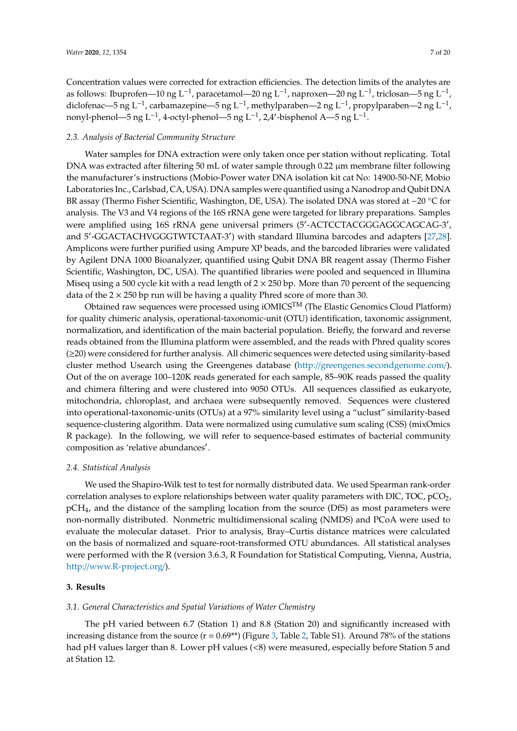Concentration values were corrected for extraction efficiencies. The detection limits of the analytes are as follows: Ibuprofen—10 ng $L^{-1}$, paracetamol—20 ng $L^{-1}$, naproxen—20 ng $L^{-1}$, triclosan—5 ng $L^{-1}$, diclofenac—5 ng $L^{-1}$, carbamazepine—5 ng $L^{-1}$, methylparaben—2 ng $L^{-1}$, propylparaben—2 ng $L^{-1}$, nonyl-phenol—5 ng $L^{-1}$, 4-octyl-phenol—5 ng $L^{-1}$, 2,4′-bisphenol A—5 ng $L^{-1}$.

### 2.3. Analysis of Bacterial Community Structure

Water samples for DNA extraction were only taken once per station without replicating. Total DNA was extracted after filtering 50 mL of water sample through 0.22 µm membrane filter following the manufacturer's instructions (Mobio-Power water DNA isolation kit cat No: 14900-50-NF, Mobio Laboratories Inc., Carlsbad, CA, USA). DNA samples were quantified using a Nanodrop and Qubit DNA BR assay (Thermo Fisher Scientific, Washington, DE, USA). The isolated DNA was stored at −20 °C for analysis. The V3 and V4 regions of the 16S rRNA gene were targeted for library preparations. Samples were amplified using 16S rRNA gene universal primers (5′-ACTCCTACGGGAGGCAGCAG-3′, and 5′-GGACTACHVGGGTWTCTAAT-3′) with standard Illumina barcodes and adapters [27,28]. Amplicons were further purified using Ampure XP beads, and the barcoded libraries were validated by Agilent DNA 1000 Bioanalyzer, quantified using Qubit DNA BR reagent assay (Thermo Fisher Scientific, Washington, DC, USA). The quantified libraries were pooled and sequenced in Illumina Miseq using a 500 cycle kit with a read length of 2 × 250 bp. More than 70 percent of the sequencing data of the 2 × 250 bp run will be having a quality Phred score of more than 30.

Obtained raw sequences were processed using iOMICS[TM] (The Elastic Genomics Cloud Platform) for quality chimeric analysis, operational-taxonomic-unit (OTU) identification, taxonomic assignment, normalization, and identification of the main bacterial population. Briefly, the forward and reverse reads obtained from the Illumina platform were assembled, and the reads with Phred quality scores (≥20) were considered for further analysis. All chimeric sequences were detected using similarity-based cluster method Usearch using the Greengenes database (http://greengenes.secondgenome.com/). Out of the on average 100–120K reads generated for each sample, 85–90K reads passed the quality and chimera filtering and were clustered into 9050 OTUs. All sequences classified as eukaryote, mitochondria, chloroplast, and archaea were subsequently removed. Sequences were clustered into operational-taxonomic-units (OTUs) at a 97% similarity level using a "uclust" similarity-based sequence-clustering algorithm. Data were normalized using cumulative sum scaling (CSS) (mixOmics R package). In the following, we will refer to sequence-based estimates of bacterial community composition as 'relative abundances'.

### 2.4. Statistical Analysis

We used the Shapiro-Wilk test to test for normally distributed data. We used Spearman rank-order correlation analyses to explore relationships between water quality parameters with DIC, TOC, $pCO_2$, $pCH_4$, and the distance of the sampling location from the source (DfS) as most parameters were non-normally distributed. Nonmetric multidimensional scaling (NMDS) and PCoA were used to evaluate the molecular dataset. Prior to analysis, Bray–Curtis distance matrices were calculated on the basis of normalized and square-root-transformed OTU abundances. All statistical analyses were performed with the R (version 3.6.3, R Foundation for Statistical Computing, Vienna, Austria, http://www.R-project.org/).

## 3. Results

### 3.1. General Characteristics and Spatial Variations of Water Chemistry

The pH varied between 6.7 (Station 1) and 8.8 (Station 20) and significantly increased with increasing distance from the source (r = 0.69**) (Figure 3, Table 2, Table S1). Around 78% of the stations had pH values larger than 8. Lower pH values (<8) were measured, especially before Station 5 and at Station 12.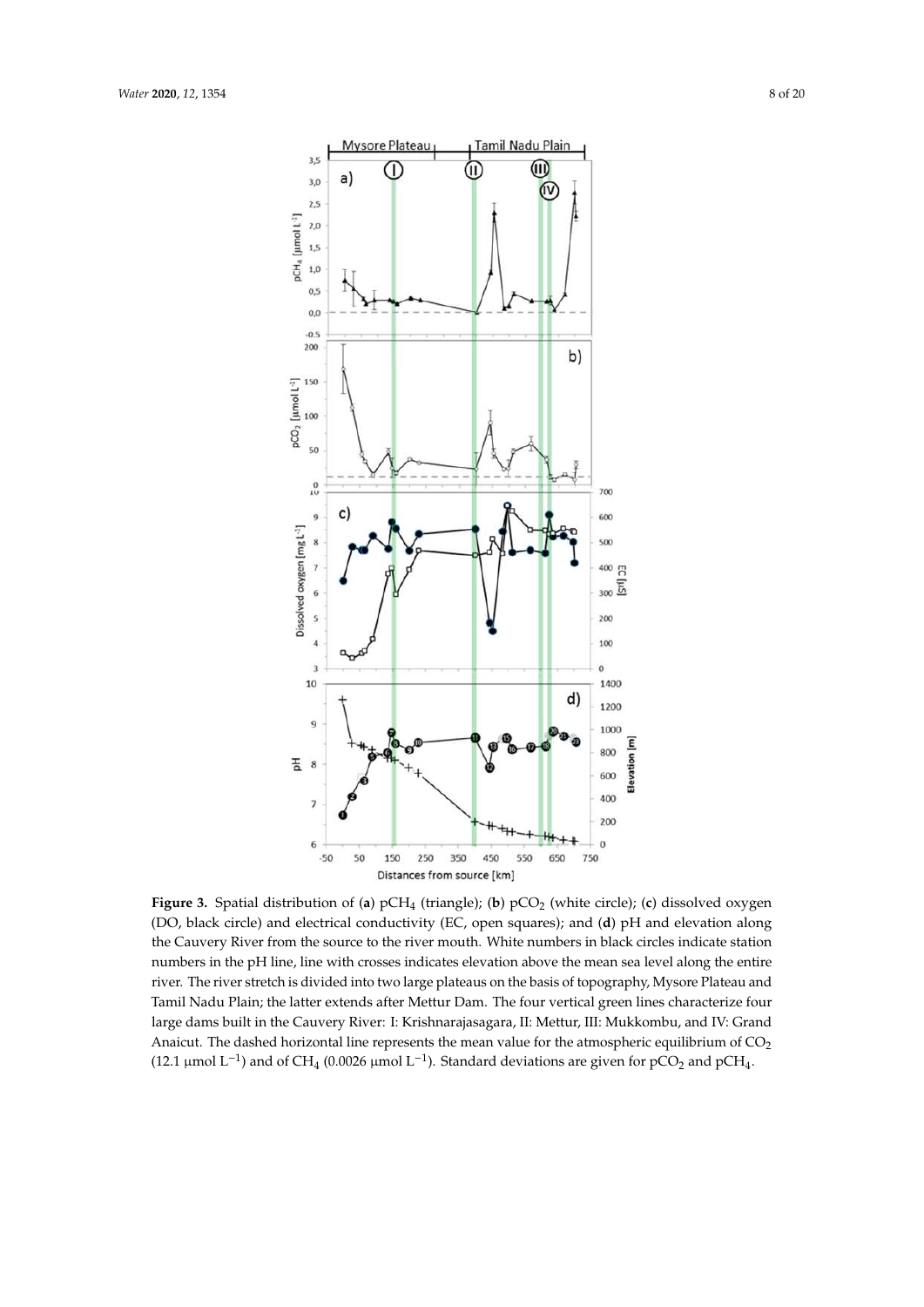**Figure 3.** Spatial distribution of (**a**) $pCH_4$ (triangle); (**b**) $pCO_2$ (white circle); (**c**) dissolved oxygen (DO, black circle) and electrical conductivity (EC, open squares); and (**d**) pH and elevation along the Cauvery River from the source to the river mouth. White numbers in black circles indicate station numbers in the pH line, line with crosses indicates elevation above the mean sea level along the entire river. The river stretch is divided into two large plateaus on the basis of topography, Mysore Plateau and Tamil Nadu Plain; the latter extends after Mettur Dam. The four vertical green lines characterize four large dams built in the Cauvery River: I: Krishnarajasagara, II: Mettur, III: Mukkombu, and IV: Grand Anaicut. The dashed horizontal line represents the mean value for the atmospheric equilibrium of $CO_2$ (12.1 μmol $L^{-1}$) and of $CH_4$ (0.0026 μmol $L^{-1}$). Standard deviations are given for $pCO_2$ and $pCH_4$.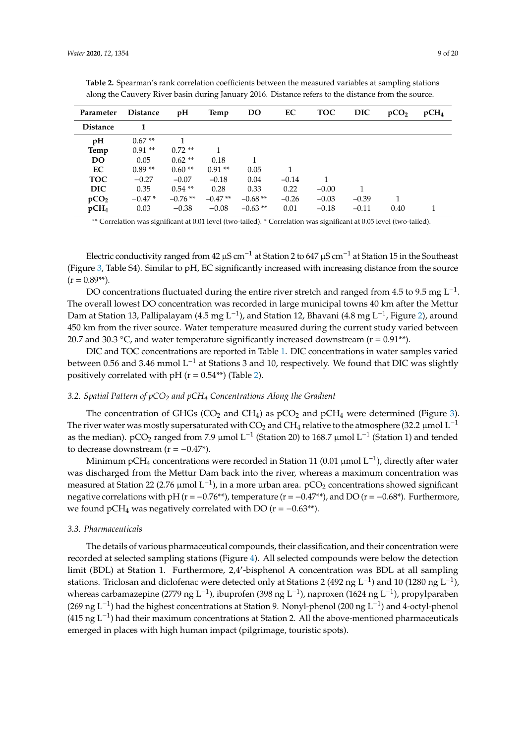**Table 2.** Spearman's rank correlation coefficients between the measured variables at sampling stations along the Cauvery River basin during January 2016. Distance refers to the distance from the source.

| Parameter | Distance | pH | Temp | DO | EC | TOC | DIC | $pCO_2$ | $pCH_4$ |
|---|---|---|---|---|---|---|---|---|---|
| **Distance** | 1 | | | | | | | | |
| **pH** | 0.67 ** | 1 | | | | | | | |
| **Temp** | 0.91 ** | 0.72 ** | 1 | | | | | | |
| **DO** | 0.05 | 0.62 ** | 0.18 | 1 | | | | | |
| **EC** | 0.89 ** | 0.60 ** | 0.91 ** | 0.05 | 1 | | | | |
| **TOC** | −0.27 | −0.07 | −0.18 | 0.04 | −0.14 | 1 | | | |
| **DIC** | 0.35 | 0.54 ** | 0.28 | 0.33 | 0.22 | −0.00 | 1 | | |
| **$pCO_2$** | −0.47 * | −0.76 ** | −0.47 ** | −0.68 ** | −0.26 | −0.03 | −0.39 | 1 | |
| **$pCH_4$** | 0.03 | −0.38 | −0.08 | −0.63 ** | 0.01 | −0.18 | −0.11 | 0.40 | 1 |

** Correlation was significant at 0.01 level (two-tailed). * Correlation was significant at 0.05 level (two-tailed).

Electric conductivity ranged from 42 $\mu S\ cm^{-1}$ at Station 2 to 647 $\mu S\ cm^{-1}$ at Station 15 in the Southeast (Figure 3, Table S4). Similar to pH, EC significantly increased with increasing distance from the source ($r = 0.89$**).

DO concentrations fluctuated during the entire river stretch and ranged from 4.5 to 9.5 mg $L^{-1}$. The overall lowest DO concentration was recorded in large municipal towns 40 km after the Mettur Dam at Station 13, Pallipalayam (4.5 mg $L^{-1}$), and Station 12, Bhavani (4.8 mg $L^{-1}$, Figure 2), around 450 km from the river source. Water temperature measured during the current study varied between 20.7 and 30.3 °C, and water temperature significantly increased downstream ($r = 0.91$**).

DIC and TOC concentrations are reported in Table 1. DIC concentrations in water samples varied between 0.56 and 3.46 mmol $L^{-1}$ at Stations 3 and 10, respectively. We found that DIC was slightly positively correlated with pH ($r = 0.54$**) (Table 2).

### *3.2. Spatial Pattern of $pCO_2$ and $pCH_4$ Concentrations Along the Gradient*

The concentration of GHGs ($CO_2$ and $CH_4$) as $pCO_2$ and $pCH_4$ were determined (Figure 3). The river water was mostly supersaturated with $CO_2$ and $CH_4$ relative to the atmosphere (32.2 µmol $L^{-1}$ as the median). $pCO_2$ ranged from 7.9 µmol $L^{-1}$ (Station 20) to 168.7 µmol $L^{-1}$ (Station 1) and tended to decrease downstream ($r = -0.47$*).

Minimum $pCH_4$ concentrations were recorded in Station 11 (0.01 µmol $L^{-1}$), directly after water was discharged from the Mettur Dam back into the river, whereas a maximum concentration was measured at Station 22 (2.76 µmol $L^{-1}$), in a more urban area. $pCO_2$ concentrations showed significant negative correlations with pH ($r = -0.76$**), temperature ($r = -0.47$**), and DO ($r = -0.68$*). Furthermore, we found $pCH_4$ was negatively correlated with DO ($r = -0.63$**).

### *3.3. Pharmaceuticals*

The details of various pharmaceutical compounds, their classification, and their concentration were recorded at selected sampling stations (Figure 4). All selected compounds were below the detection limit (BDL) at Station 1. Furthermore, 2,4′-bisphenol A concentration was BDL at all sampling stations. Triclosan and diclofenac were detected only at Stations 2 (492 ng $L^{-1}$) and 10 (1280 ng $L^{-1}$), whereas carbamazepine (2779 ng $L^{-1}$), ibuprofen (398 ng $L^{-1}$), naproxen (1624 ng $L^{-1}$), propylparaben (269 ng $L^{-1}$) had the highest concentrations at Station 9. Nonyl-phenol (200 ng $L^{-1}$) and 4-octyl-phenol (415 ng $L^{-1}$) had their maximum concentrations at Station 2. All the above-mentioned pharmaceuticals emerged in places with high human impact (pilgrimage, touristic spots).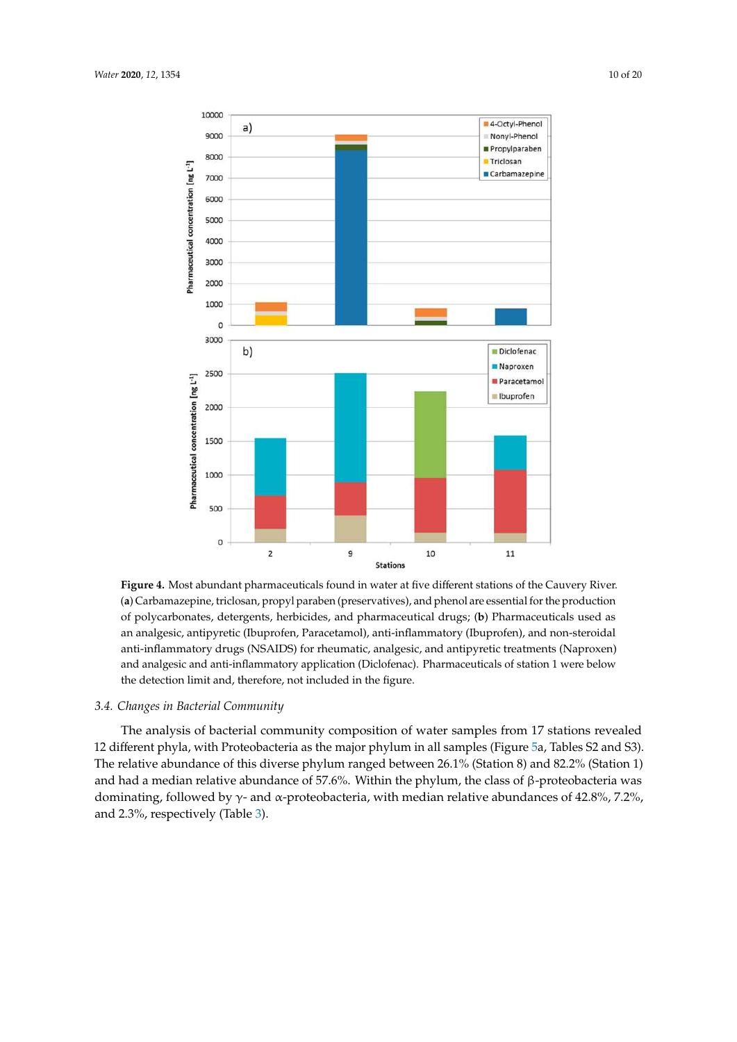**Figure 4.** Most abundant pharmaceuticals found in water at five different stations of the Cauvery River. (**a**) Carbamazepine, triclosan, propyl paraben (preservatives), and phenol are essential for the production of polycarbonates, detergents, herbicides, and pharmaceutical drugs; (**b**) Pharmaceuticals used as an analgesic, antipyretic (Ibuprofen, Paracetamol), anti-inflammatory (Ibuprofen), and non-steroidal anti-inflammatory drugs (NSAIDS) for rheumatic, analgesic, and antipyretic treatments (Naproxen) and analgesic and anti-inflammatory application (Diclofenac). Pharmaceuticals of station 1 were below the detection limit and, therefore, not included in the figure.

### *3.4. Changes in Bacterial Community*

The analysis of bacterial community composition of water samples from 17 stations revealed 12 different phyla, with Proteobacteria as the major phylum in all samples (Figure 5a, Tables S2 and S3). The relative abundance of this diverse phylum ranged between 26.1% (Station 8) and 82.2% (Station 1) and had a median relative abundance of 57.6%. Within the phylum, the class of β-proteobacteria was dominating, followed by γ- and α-proteobacteria, with median relative abundances of 42.8%, 7.2%, and 2.3%, respectively (Table 3).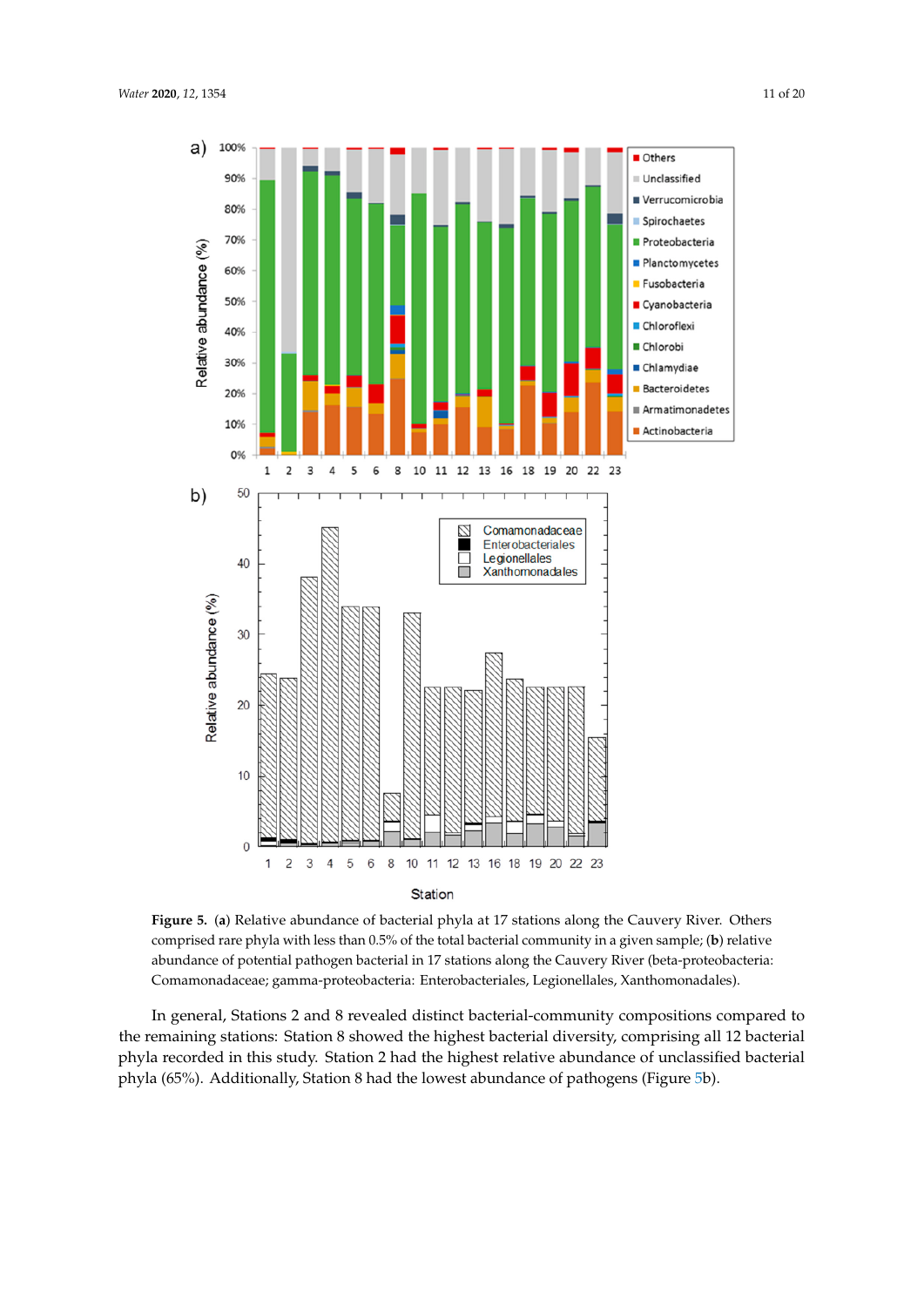**Figure 5.** (**a**) Relative abundance of bacterial phyla at 17 stations along the Cauvery River. Others comprised rare phyla with less than 0.5% of the total bacterial community in a given sample; (**b**) relative abundance of potential pathogen bacterial in 17 stations along the Cauvery River (beta-proteobacteria: Comamonadaceae; gamma-proteobacteria: Enterobacteriales, Legionellales, Xanthomonadales).

In general, Stations 2 and 8 revealed distinct bacterial-community compositions compared to the remaining stations: Station 8 showed the highest bacterial diversity, comprising all 12 bacterial phyla recorded in this study. Station 2 had the highest relative abundance of unclassified bacterial phyla (65%). Additionally, Station 8 had the lowest abundance of pathogens (Figure 5b).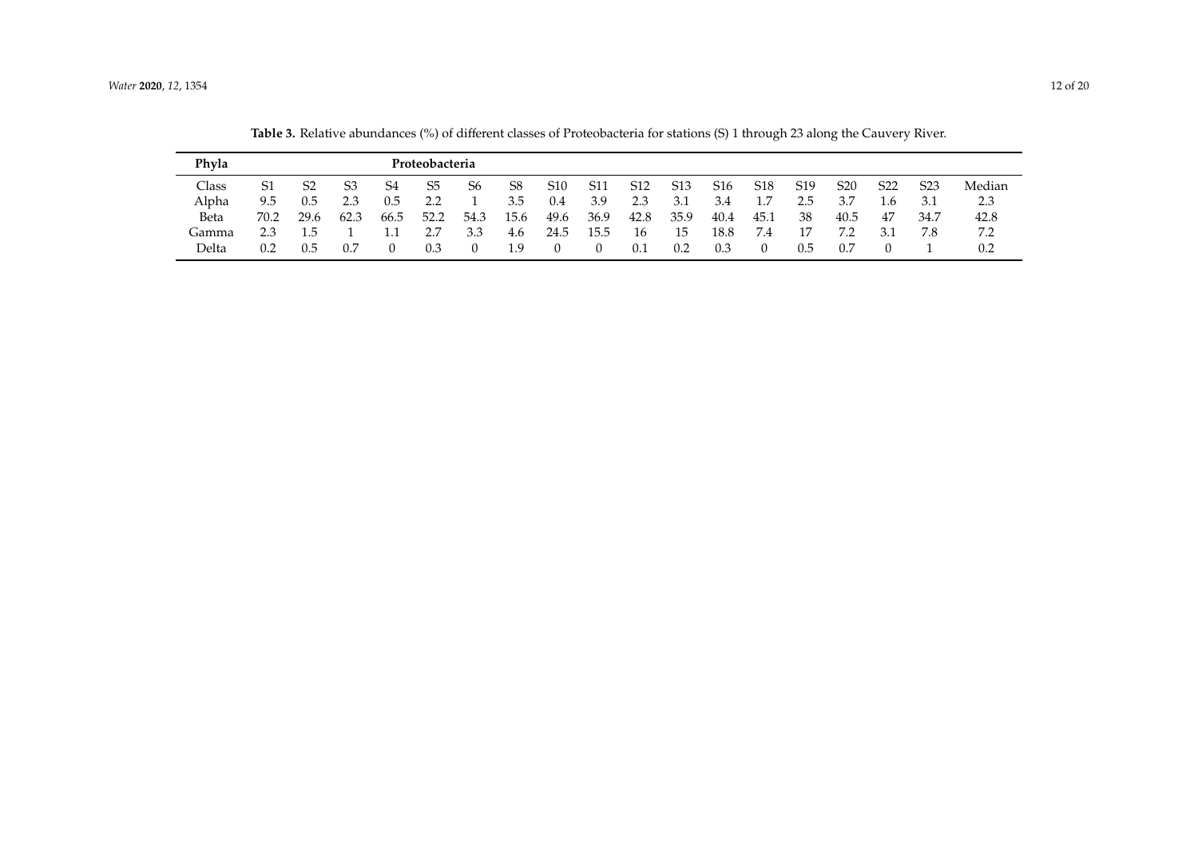**Table 3.** Relative abundances (%) of different classes of Proteobacteria for stations (S) 1 through 23 along the Cauvery River.

| **Phyla** | | | | | **Proteobacteria** | | | | | | | | | | | | | |
|---|---|---|---|---|---|---|---|---|---|---|---|---|---|---|---|---|---|---|
| Class | S1 | S2 | S3 | S4 | S5 | S6 | S8 | S10 | S11 | S12 | S13 | S16 | S18 | S19 | S20 | S22 | S23 | Median |
| Alpha | 9.5 | 0.5 | 2.3 | 0.5 | 2.2 | 1 | 3.5 | 0.4 | 3.9 | 2.3 | 3.1 | 3.4 | 1.7 | 2.5 | 3.7 | 1.6 | 3.1 | 2.3 |
| Beta | 70.2 | 29.6 | 62.3 | 66.5 | 52.2 | 54.3 | 15.6 | 49.6 | 36.9 | 42.8 | 35.9 | 40.4 | 45.1 | 38 | 40.5 | 47 | 34.7 | 42.8 |
| Gamma | 2.3 | 1.5 | 1 | 1.1 | 2.7 | 3.3 | 4.6 | 24.5 | 15.5 | 16 | 15 | 18.8 | 7.4 | 17 | 7.2 | 3.1 | 7.8 | 7.2 |
| Delta | 0.2 | 0.5 | 0.7 | 0 | 0.3 | 0 | 1.9 | 0 | 0 | 0.1 | 0.2 | 0.3 | 0 | 0.5 | 0.7 | 0 | 1 | 0.2 |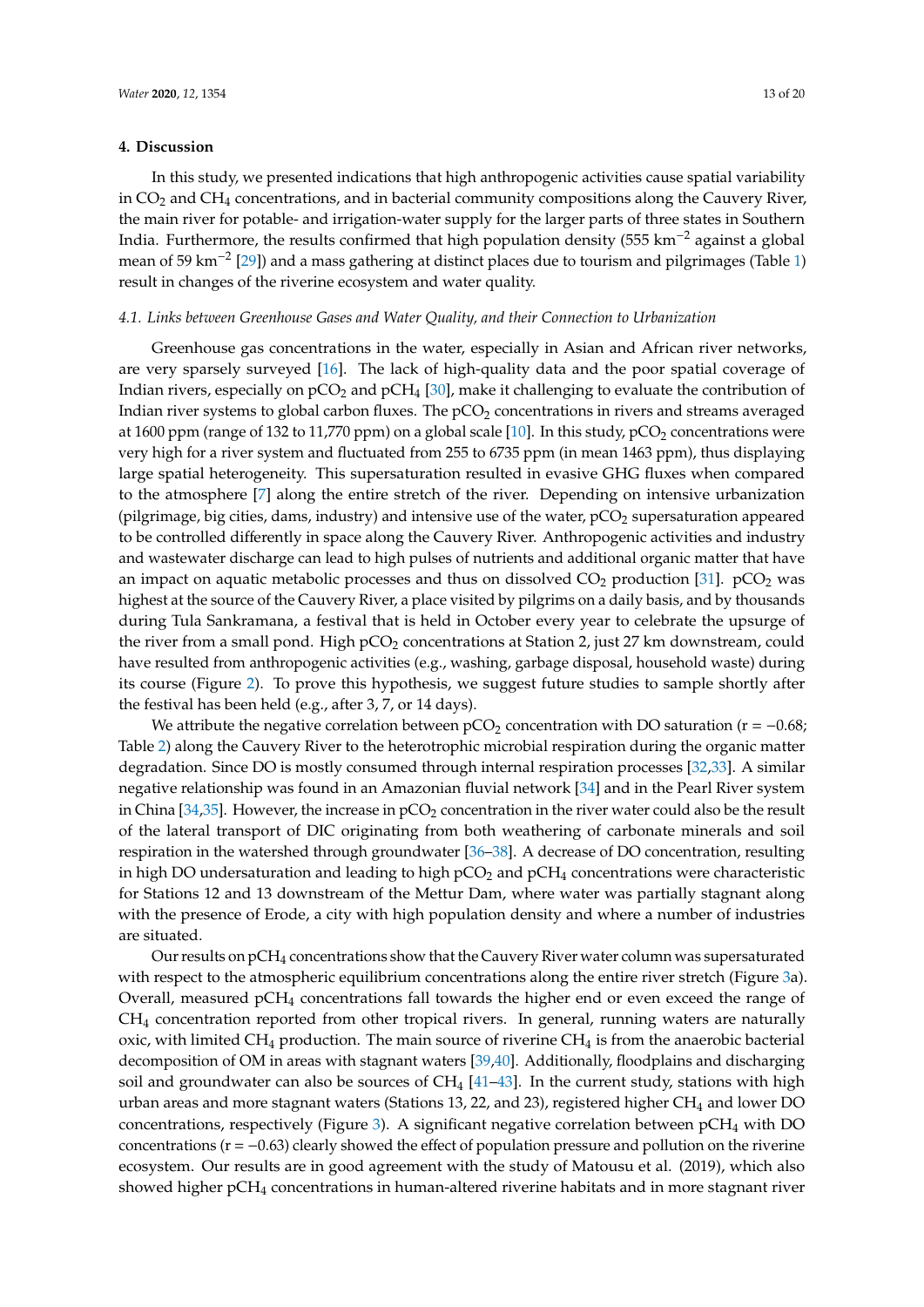## 4. Discussion

In this study, we presented indications that high anthropogenic activities cause spatial variability in $CO_2$ and $CH_4$ concentrations, and in bacterial community compositions along the Cauvery River, the main river for potable- and irrigation-water supply for the larger parts of three states in Southern India. Furthermore, the results confirmed that high population density (555 $km^{-2}$ against a global mean of 59 $km^{-2}$ [29]) and a mass gathering at distinct places due to tourism and pilgrimages (Table 1) result in changes of the riverine ecosystem and water quality.

### 4.1. Links between Greenhouse Gases and Water Quality, and their Connection to Urbanization

Greenhouse gas concentrations in the water, especially in Asian and African river networks, are very sparsely surveyed [16]. The lack of high-quality data and the poor spatial coverage of Indian rivers, especially on $pCO_2$ and $pCH_4$ [30], make it challenging to evaluate the contribution of Indian river systems to global carbon fluxes. The $pCO_2$ concentrations in rivers and streams averaged at 1600 ppm (range of 132 to 11,770 ppm) on a global scale [10]. In this study, $pCO_2$ concentrations were very high for a river system and fluctuated from 255 to 6735 ppm (in mean 1463 ppm), thus displaying large spatial heterogeneity. This supersaturation resulted in evasive GHG fluxes when compared to the atmosphere [7] along the entire stretch of the river. Depending on intensive urbanization (pilgrimage, big cities, dams, industry) and intensive use of the water, $pCO_2$ supersaturation appeared to be controlled differently in space along the Cauvery River. Anthropogenic activities and industry and wastewater discharge can lead to high pulses of nutrients and additional organic matter that have an impact on aquatic metabolic processes and thus on dissolved $CO_2$ production [31]. $pCO_2$ was highest at the source of the Cauvery River, a place visited by pilgrims on a daily basis, and by thousands during Tula Sankramana, a festival that is held in October every year to celebrate the upsurge of the river from a small pond. High $pCO_2$ concentrations at Station 2, just 27 km downstream, could have resulted from anthropogenic activities (e.g., washing, garbage disposal, household waste) during its course (Figure 2). To prove this hypothesis, we suggest future studies to sample shortly after the festival has been held (e.g., after 3, 7, or 14 days).

We attribute the negative correlation between $pCO_2$ concentration with DO saturation ($r = -0.68$; Table 2) along the Cauvery River to the heterotrophic microbial respiration during the organic matter degradation. Since DO is mostly consumed through internal respiration processes [32,33]. A similar negative relationship was found in an Amazonian fluvial network [34] and in the Pearl River system in China [34,35]. However, the increase in $pCO_2$ concentration in the river water could also be the result of the lateral transport of DIC originating from both weathering of carbonate minerals and soil respiration in the watershed through groundwater [36–38]. A decrease of DO concentration, resulting in high DO undersaturation and leading to high $pCO_2$ and $pCH_4$ concentrations were characteristic for Stations 12 and 13 downstream of the Mettur Dam, where water was partially stagnant along with the presence of Erode, a city with high population density and where a number of industries are situated.

Our results on $pCH_4$ concentrations show that the Cauvery River water column was supersaturated with respect to the atmospheric equilibrium concentrations along the entire river stretch (Figure 3a). Overall, measured $pCH_4$ concentrations fall towards the higher end or even exceed the range of $CH_4$ concentration reported from other tropical rivers. In general, running waters are naturally oxic, with limited $CH_4$ production. The main source of riverine $CH_4$ is from the anaerobic bacterial decomposition of OM in areas with stagnant waters [39,40]. Additionally, floodplains and discharging soil and groundwater can also be sources of $CH_4$ [41–43]. In the current study, stations with high urban areas and more stagnant waters (Stations 13, 22, and 23), registered higher $CH_4$ and lower DO concentrations, respectively (Figure 3). A significant negative correlation between $pCH_4$ with DO concentrations ($r = -0.63$) clearly showed the effect of population pressure and pollution on the riverine ecosystem. Our results are in good agreement with the study of Matousu et al. (2019), which also showed higher $pCH_4$ concentrations in human-altered riverine habitats and in more stagnant river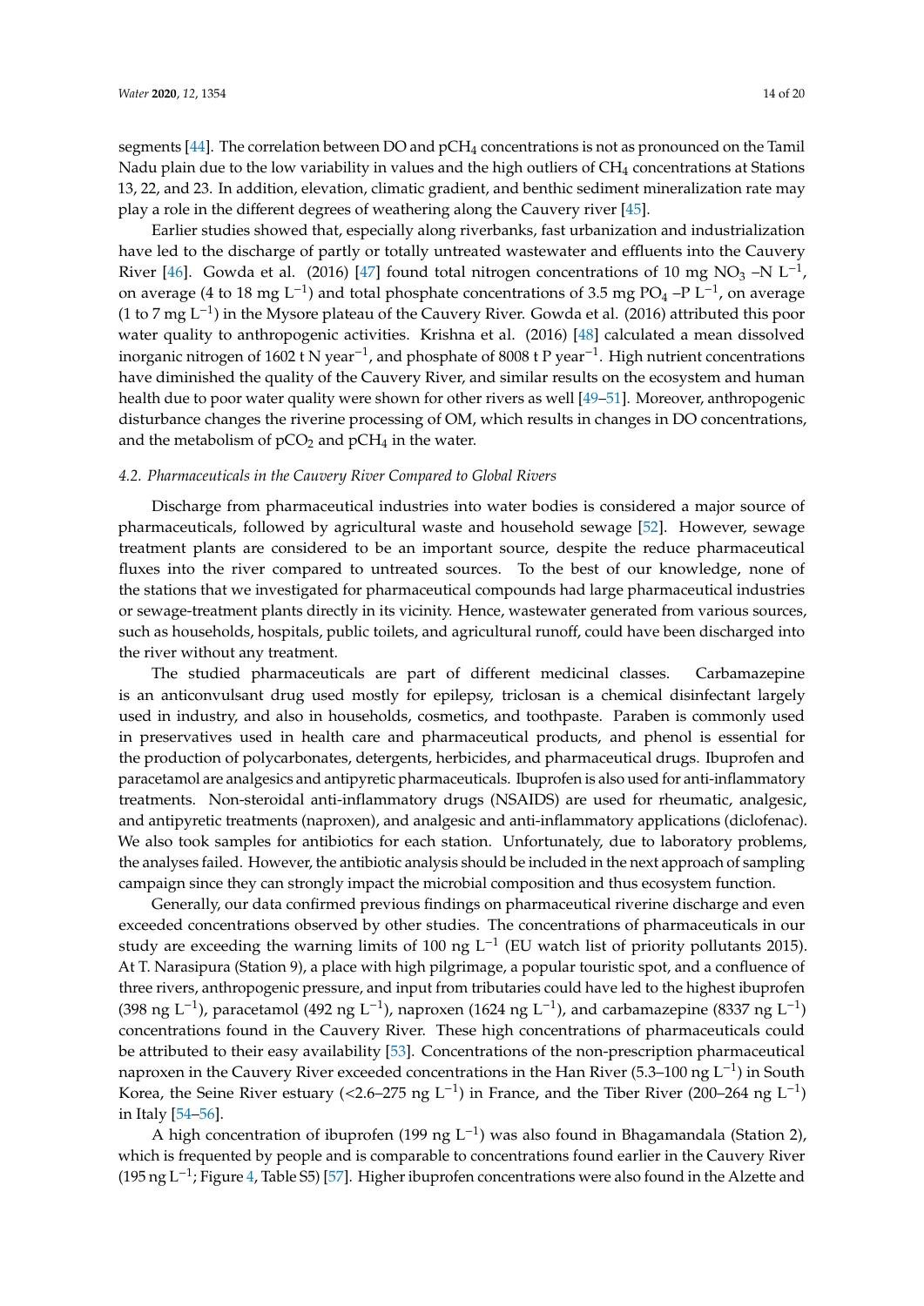segments [44]. The correlation between DO and $pCH_4$ concentrations is not as pronounced on the Tamil Nadu plain due to the low variability in values and the high outliers of $CH_4$ concentrations at Stations 13, 22, and 23. In addition, elevation, climatic gradient, and benthic sediment mineralization rate may play a role in the different degrees of weathering along the Cauvery river [45].

Earlier studies showed that, especially along riverbanks, fast urbanization and industrialization have led to the discharge of partly or totally untreated wastewater and effluents into the Cauvery River [46]. Gowda et al. (2016) [47] found total nitrogen concentrations of 10 mg $NO_3$ –N $L^{-1}$, on average (4 to 18 mg $L^{-1}$) and total phosphate concentrations of 3.5 mg $PO_4$ –P $L^{-1}$, on average (1 to 7 mg $L^{-1}$) in the Mysore plateau of the Cauvery River. Gowda et al. (2016) attributed this poor water quality to anthropogenic activities. Krishna et al. (2016) [48] calculated a mean dissolved inorganic nitrogen of 1602 t N $year^{-1}$, and phosphate of 8008 t P $year^{-1}$. High nutrient concentrations have diminished the quality of the Cauvery River, and similar results on the ecosystem and human health due to poor water quality were shown for other rivers as well [49–51]. Moreover, anthropogenic disturbance changes the riverine processing of OM, which results in changes in DO concentrations, and the metabolism of $pCO_2$ and $pCH_4$ in the water.

### *4.2. Pharmaceuticals in the Cauvery River Compared to Global Rivers*

Discharge from pharmaceutical industries into water bodies is considered a major source of pharmaceuticals, followed by agricultural waste and household sewage [52]. However, sewage treatment plants are considered to be an important source, despite the reduce pharmaceutical fluxes into the river compared to untreated sources. To the best of our knowledge, none of the stations that we investigated for pharmaceutical compounds had large pharmaceutical industries or sewage-treatment plants directly in its vicinity. Hence, wastewater generated from various sources, such as households, hospitals, public toilets, and agricultural runoff, could have been discharged into the river without any treatment.

The studied pharmaceuticals are part of different medicinal classes. Carbamazepine is an anticonvulsant drug used mostly for epilepsy, triclosan is a chemical disinfectant largely used in industry, and also in households, cosmetics, and toothpaste. Paraben is commonly used in preservatives used in health care and pharmaceutical products, and phenol is essential for the production of polycarbonates, detergents, herbicides, and pharmaceutical drugs. Ibuprofen and paracetamol are analgesics and antipyretic pharmaceuticals. Ibuprofen is also used for anti-inflammatory treatments. Non-steroidal anti-inflammatory drugs (NSAIDS) are used for rheumatic, analgesic, and antipyretic treatments (naproxen), and analgesic and anti-inflammatory applications (diclofenac). We also took samples for antibiotics for each station. Unfortunately, due to laboratory problems, the analyses failed. However, the antibiotic analysis should be included in the next approach of sampling campaign since they can strongly impact the microbial composition and thus ecosystem function.

Generally, our data confirmed previous findings on pharmaceutical riverine discharge and even exceeded concentrations observed by other studies. The concentrations of pharmaceuticals in our study are exceeding the warning limits of 100 ng $L^{-1}$ (EU watch list of priority pollutants 2015). At T. Narasipura (Station 9), a place with high pilgrimage, a popular touristic spot, and a confluence of three rivers, anthropogenic pressure, and input from tributaries could have led to the highest ibuprofen (398 ng $L^{-1}$), paracetamol (492 ng $L^{-1}$), naproxen (1624 ng $L^{-1}$), and carbamazepine (8337 ng $L^{-1}$) concentrations found in the Cauvery River. These high concentrations of pharmaceuticals could be attributed to their easy availability [53]. Concentrations of the non-prescription pharmaceutical naproxen in the Cauvery River exceeded concentrations in the Han River (5.3–100 ng $L^{-1}$) in South Korea, the Seine River estuary (<2.6–275 ng $L^{-1}$) in France, and the Tiber River (200–264 ng $L^{-1}$) in Italy [54–56].

A high concentration of ibuprofen (199 ng $L^{-1}$) was also found in Bhagamandala (Station 2), which is frequented by people and is comparable to concentrations found earlier in the Cauvery River (195 ng $L^{-1}$; Figure 4, Table S5) [57]. Higher ibuprofen concentrations were also found in the Alzette and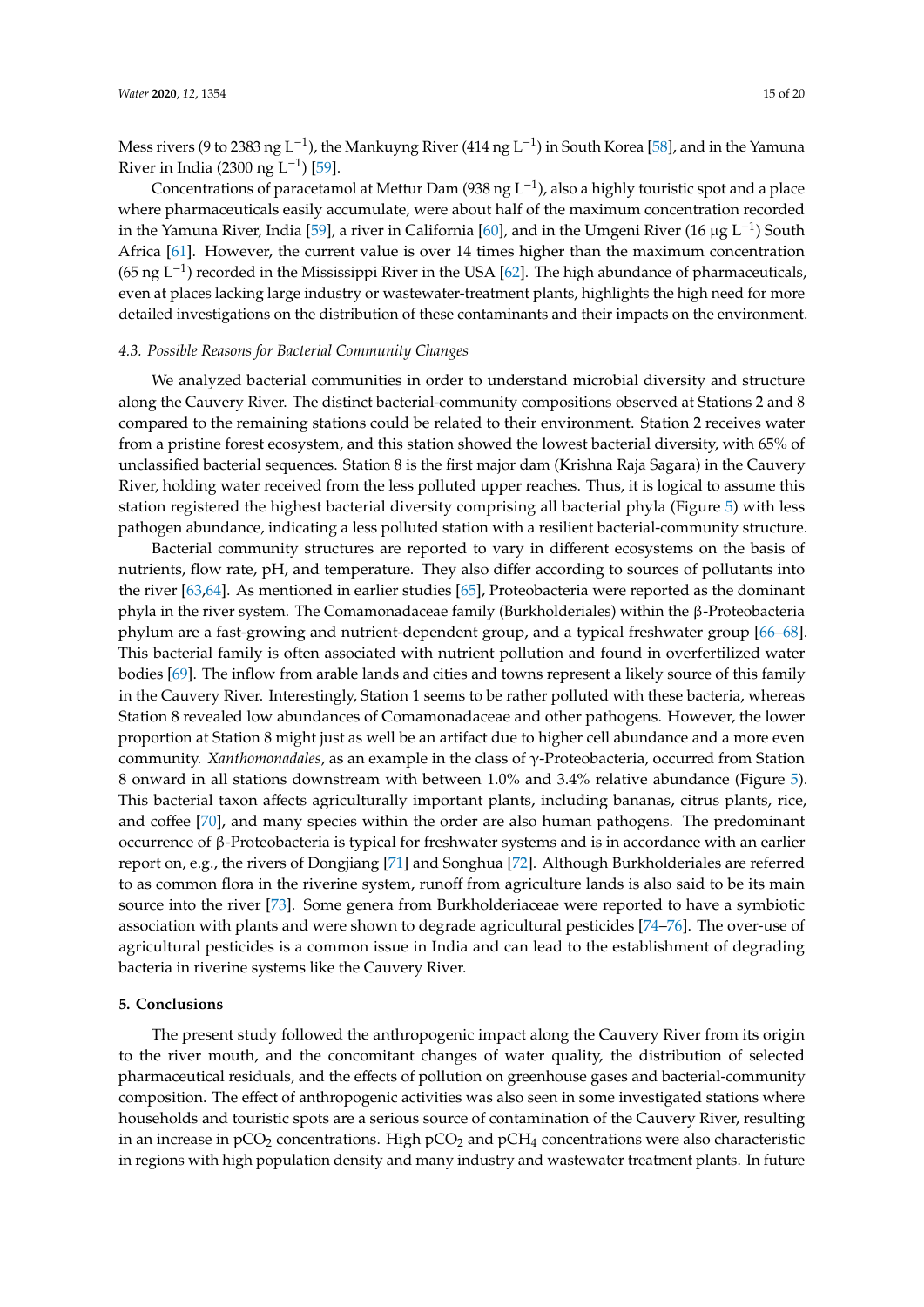Mess rivers (9 to 2383 ng $L^{-1}$), the Mankuyng River (414 ng $L^{-1}$) in South Korea [58], and in the Yamuna River in India (2300 ng $L^{-1}$) [59].

Concentrations of paracetamol at Mettur Dam (938 ng $L^{-1}$), also a highly touristic spot and a place where pharmaceuticals easily accumulate, were about half of the maximum concentration recorded in the Yamuna River, India [59], a river in California [60], and in the Umgeni River (16 μg $L^{-1}$) South Africa [61]. However, the current value is over 14 times higher than the maximum concentration (65 ng $L^{-1}$) recorded in the Mississippi River in the USA [62]. The high abundance of pharmaceuticals, even at places lacking large industry or wastewater-treatment plants, highlights the high need for more detailed investigations on the distribution of these contaminants and their impacts on the environment.

### 4.3. Possible Reasons for Bacterial Community Changes

We analyzed bacterial communities in order to understand microbial diversity and structure along the Cauvery River. The distinct bacterial-community compositions observed at Stations 2 and 8 compared to the remaining stations could be related to their environment. Station 2 receives water from a pristine forest ecosystem, and this station showed the lowest bacterial diversity, with 65% of unclassified bacterial sequences. Station 8 is the first major dam (Krishna Raja Sagara) in the Cauvery River, holding water received from the less polluted upper reaches. Thus, it is logical to assume this station registered the highest bacterial diversity comprising all bacterial phyla (Figure 5) with less pathogen abundance, indicating a less polluted station with a resilient bacterial-community structure.

Bacterial community structures are reported to vary in different ecosystems on the basis of nutrients, flow rate, pH, and temperature. They also differ according to sources of pollutants into the river [63,64]. As mentioned in earlier studies [65], Proteobacteria were reported as the dominant phyla in the river system. The Comamonadaceae family (Burkholderiales) within the β-Proteobacteria phylum are a fast-growing and nutrient-dependent group, and a typical freshwater group [66–68]. This bacterial family is often associated with nutrient pollution and found in overfertilized water bodies [69]. The inflow from arable lands and cities and towns represent a likely source of this family in the Cauvery River. Interestingly, Station 1 seems to be rather polluted with these bacteria, whereas Station 8 revealed low abundances of Comamonadaceae and other pathogens. However, the lower proportion at Station 8 might just as well be an artifact due to higher cell abundance and a more even community. *Xanthomonadales*, as an example in the class of γ-Proteobacteria, occurred from Station 8 onward in all stations downstream with between 1.0% and 3.4% relative abundance (Figure 5). This bacterial taxon affects agriculturally important plants, including bananas, citrus plants, rice, and coffee [70], and many species within the order are also human pathogens. The predominant occurrence of β-Proteobacteria is typical for freshwater systems and is in accordance with an earlier report on, e.g., the rivers of Dongjiang [71] and Songhua [72]. Although Burkholderiales are referred to as common flora in the riverine system, runoff from agriculture lands is also said to be its main source into the river [73]. Some genera from Burkholderiaceae were reported to have a symbiotic association with plants and were shown to degrade agricultural pesticides [74–76]. The over-use of agricultural pesticides is a common issue in India and can lead to the establishment of degrading bacteria in riverine systems like the Cauvery River.

## 5. Conclusions

The present study followed the anthropogenic impact along the Cauvery River from its origin to the river mouth, and the concomitant changes of water quality, the distribution of selected pharmaceutical residuals, and the effects of pollution on greenhouse gases and bacterial-community composition. The effect of anthropogenic activities was also seen in some investigated stations where households and touristic spots are a serious source of contamination of the Cauvery River, resulting in an increase in $pCO_2$ concentrations. High $pCO_2$ and $pCH_4$ concentrations were also characteristic in regions with high population density and many industry and wastewater treatment plants. In future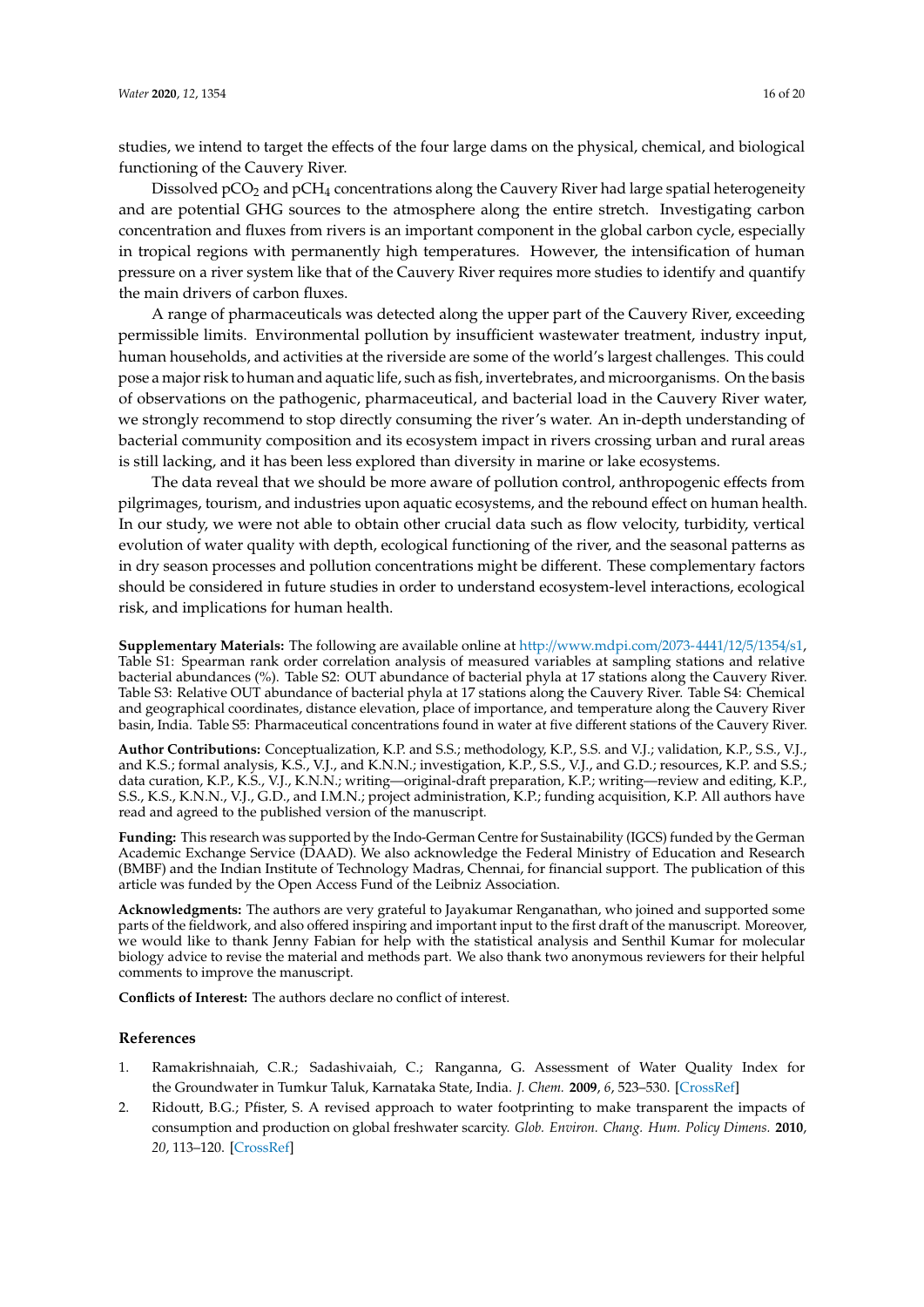studies, we intend to target the effects of the four large dams on the physical, chemical, and biological functioning of the Cauvery River.

Dissolved $pCO_2$ and $pCH_4$ concentrations along the Cauvery River had large spatial heterogeneity and are potential GHG sources to the atmosphere along the entire stretch. Investigating carbon concentration and fluxes from rivers is an important component in the global carbon cycle, especially in tropical regions with permanently high temperatures. However, the intensification of human pressure on a river system like that of the Cauvery River requires more studies to identify and quantify the main drivers of carbon fluxes.

A range of pharmaceuticals was detected along the upper part of the Cauvery River, exceeding permissible limits. Environmental pollution by insufficient wastewater treatment, industry input, human households, and activities at the riverside are some of the world's largest challenges. This could pose a major risk to human and aquatic life, such as fish, invertebrates, and microorganisms. On the basis of observations on the pathogenic, pharmaceutical, and bacterial load in the Cauvery River water, we strongly recommend to stop directly consuming the river's water. An in-depth understanding of bacterial community composition and its ecosystem impact in rivers crossing urban and rural areas is still lacking, and it has been less explored than diversity in marine or lake ecosystems.

The data reveal that we should be more aware of pollution control, anthropogenic effects from pilgrimages, tourism, and industries upon aquatic ecosystems, and the rebound effect on human health. In our study, we were not able to obtain other crucial data such as flow velocity, turbidity, vertical evolution of water quality with depth, ecological functioning of the river, and the seasonal patterns as in dry season processes and pollution concentrations might be different. These complementary factors should be considered in future studies in order to understand ecosystem-level interactions, ecological risk, and implications for human health.

**Supplementary Materials:** The following are available online at http://www.mdpi.com/2073-4441/12/5/1354/s1, Table S1: Spearman rank order correlation analysis of measured variables at sampling stations and relative bacterial abundances (%). Table S2: OUT abundance of bacterial phyla at 17 stations along the Cauvery River. Table S3: Relative OUT abundance of bacterial phyla at 17 stations along the Cauvery River. Table S4: Chemical and geographical coordinates, distance elevation, place of importance, and temperature along the Cauvery River basin, India. Table S5: Pharmaceutical concentrations found in water at five different stations of the Cauvery River.

**Author Contributions:** Conceptualization, K.P. and S.S.; methodology, K.P., S.S. and V.J.; validation, K.P., S.S., V.J., and K.S.; formal analysis, K.S., V.J., and K.N.N.; investigation, K.P., S.S., V.J., and G.D.; resources, K.P. and S.S.; data curation, K.P., K.S., V.J., K.N.N.; writing—original-draft preparation, K.P.; writing—review and editing, K.P., S.S., K.S., K.N.N., V.J., G.D., and I.M.N.; project administration, K.P.; funding acquisition, K.P. All authors have read and agreed to the published version of the manuscript.

**Funding:** This research was supported by the Indo-German Centre for Sustainability (IGCS) funded by the German Academic Exchange Service (DAAD). We also acknowledge the Federal Ministry of Education and Research (BMBF) and the Indian Institute of Technology Madras, Chennai, for financial support. The publication of this article was funded by the Open Access Fund of the Leibniz Association.

**Acknowledgments:** The authors are very grateful to Jayakumar Renganathan, who joined and supported some parts of the fieldwork, and also offered inspiring and important input to the first draft of the manuscript. Moreover, we would like to thank Jenny Fabian for help with the statistical analysis and Senthil Kumar for molecular biology advice to revise the material and methods part. We also thank two anonymous reviewers for their helpful comments to improve the manuscript.

**Conflicts of Interest:** The authors declare no conflict of interest.

## References

1. Ramakrishnaiah, C.R.; Sadashivaiah, C.; Ranganna, G. Assessment of Water Quality Index for the Groundwater in Tumkur Taluk, Karnataka State, India. *J. Chem.* **2009**, *6*, 523–530. [CrossRef]
2. Ridoutt, B.G.; Pfister, S. A revised approach to water footprinting to make transparent the impacts of consumption and production on global freshwater scarcity. *Glob. Environ. Chang. Hum. Policy Dimens.* **2010**, *20*, 113–120. [CrossRef]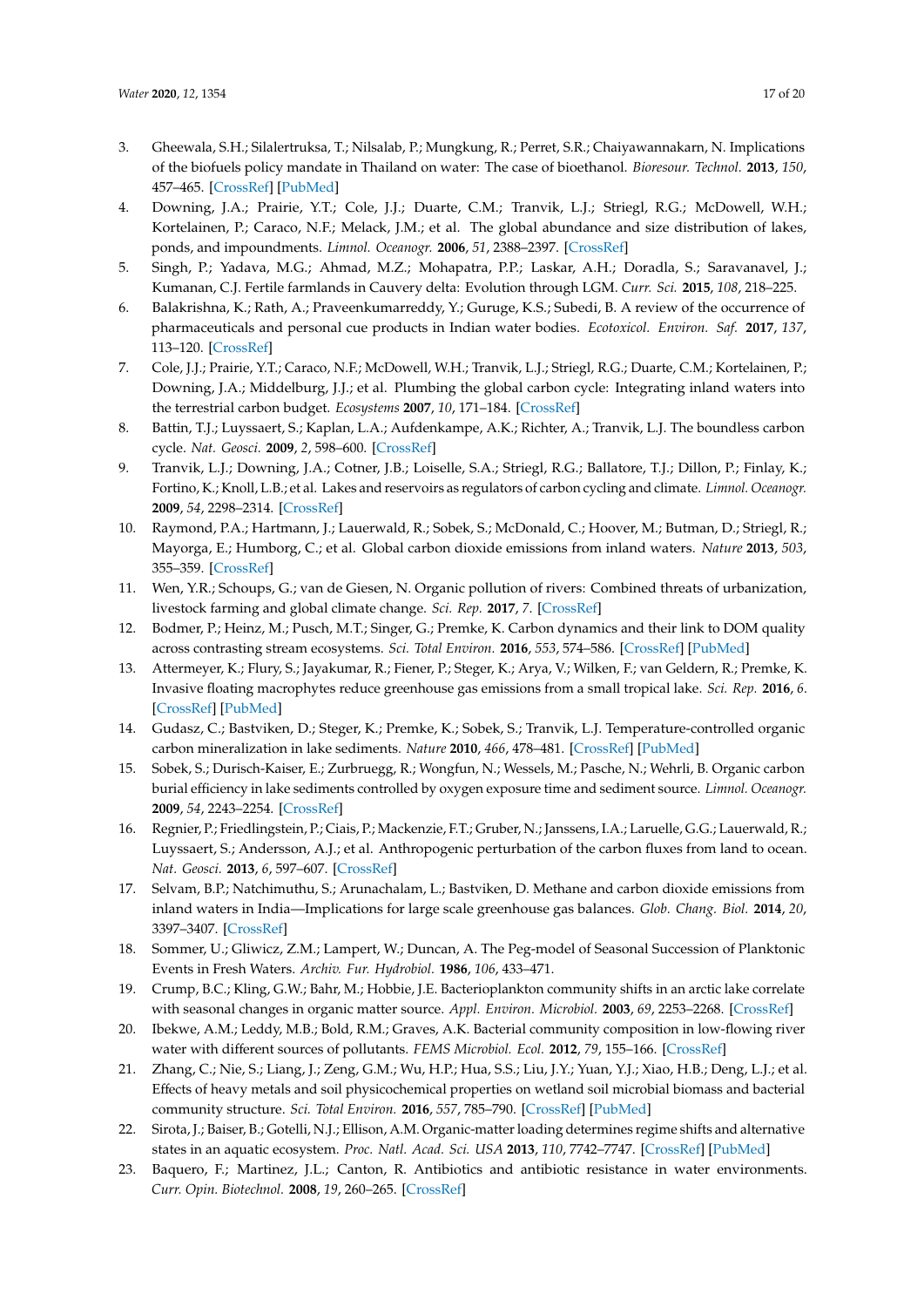3. Gheewala, S.H.; Silalertruksa, T.; Nilsalab, P.; Mungkung, R.; Perret, S.R.; Chaiyawannakarn, N. Implications of the biofuels policy mandate in Thailand on water: The case of bioethanol. *Bioresour. Technol.* **2013**, *150*, 457–465. [CrossRef] [PubMed]
4. Downing, J.A.; Prairie, Y.T.; Cole, J.J.; Duarte, C.M.; Tranvik, L.J.; Striegl, R.G.; McDowell, W.H.; Kortelainen, P.; Caraco, N.F.; Melack, J.M.; et al. The global abundance and size distribution of lakes, ponds, and impoundments. *Limnol. Oceanogr.* **2006**, *51*, 2388–2397. [CrossRef]
5. Singh, P.; Yadava, M.G.; Ahmad, M.Z.; Mohapatra, P.P.; Laskar, A.H.; Doradla, S.; Saravanavel, J.; Kumanan, C.J. Fertile farmlands in Cauvery delta: Evolution through LGM. *Curr. Sci.* **2015**, *108*, 218–225.
6. Balakrishna, K.; Rath, A.; Praveenkumarreddy, Y.; Guruge, K.S.; Subedi, B. A review of the occurrence of pharmaceuticals and personal cue products in Indian water bodies. *Ecotoxicol. Environ. Saf.* **2017**, *137*, 113–120. [CrossRef]
7. Cole, J.J.; Prairie, Y.T.; Caraco, N.F.; McDowell, W.H.; Tranvik, L.J.; Striegl, R.G.; Duarte, C.M.; Kortelainen, P.; Downing, J.A.; Middelburg, J.J.; et al. Plumbing the global carbon cycle: Integrating inland waters into the terrestrial carbon budget. *Ecosystems* **2007**, *10*, 171–184. [CrossRef]
8. Battin, T.J.; Luyssaert, S.; Kaplan, L.A.; Aufdenkampe, A.K.; Richter, A.; Tranvik, L.J. The boundless carbon cycle. *Nat. Geosci.* **2009**, *2*, 598–600. [CrossRef]
9. Tranvik, L.J.; Downing, J.A.; Cotner, J.B.; Loiselle, S.A.; Striegl, R.G.; Ballatore, T.J.; Dillon, P.; Finlay, K.; Fortino, K.; Knoll, L.B.; et al. Lakes and reservoirs as regulators of carbon cycling and climate. *Limnol. Oceanogr.* **2009**, *54*, 2298–2314. [CrossRef]
10. Raymond, P.A.; Hartmann, J.; Lauerwald, R.; Sobek, S.; McDonald, C.; Hoover, M.; Butman, D.; Striegl, R.; Mayorga, E.; Humborg, C.; et al. Global carbon dioxide emissions from inland waters. *Nature* **2013**, *503*, 355–359. [CrossRef]
11. Wen, Y.R.; Schoups, G.; van de Giesen, N. Organic pollution of rivers: Combined threats of urbanization, livestock farming and global climate change. *Sci. Rep.* **2017**, *7*. [CrossRef]
12. Bodmer, P.; Heinz, M.; Pusch, M.T.; Singer, G.; Premke, K. Carbon dynamics and their link to DOM quality across contrasting stream ecosystems. *Sci. Total Environ.* **2016**, *553*, 574–586. [CrossRef] [PubMed]
13. Attermeyer, K.; Flury, S.; Jayakumar, R.; Fiener, P.; Steger, K.; Arya, V.; Wilken, F.; van Geldern, R.; Premke, K. Invasive floating macrophytes reduce greenhouse gas emissions from a small tropical lake. *Sci. Rep.* **2016**, *6*. [CrossRef] [PubMed]
14. Gudasz, C.; Bastviken, D.; Steger, K.; Premke, K.; Sobek, S.; Tranvik, L.J. Temperature-controlled organic carbon mineralization in lake sediments. *Nature* **2010**, *466*, 478–481. [CrossRef] [PubMed]
15. Sobek, S.; Durisch-Kaiser, E.; Zurbruegg, R.; Wongfun, N.; Wessels, M.; Pasche, N.; Wehrli, B. Organic carbon burial efficiency in lake sediments controlled by oxygen exposure time and sediment source. *Limnol. Oceanogr.* **2009**, *54*, 2243–2254. [CrossRef]
16. Regnier, P.; Friedlingstein, P.; Ciais, P.; Mackenzie, F.T.; Gruber, N.; Janssens, I.A.; Laruelle, G.G.; Lauerwald, R.; Luyssaert, S.; Andersson, A.J.; et al. Anthropogenic perturbation of the carbon fluxes from land to ocean. *Nat. Geosci.* **2013**, *6*, 597–607. [CrossRef]
17. Selvam, B.P.; Natchimuthu, S.; Arunachalam, L.; Bastviken, D. Methane and carbon dioxide emissions from inland waters in India—Implications for large scale greenhouse gas balances. *Glob. Chang. Biol.* **2014**, *20*, 3397–3407. [CrossRef]
18. Sommer, U.; Gliwicz, Z.M.; Lampert, W.; Duncan, A. The Peg-model of Seasonal Succession of Planktonic Events in Fresh Waters. *Archiv. Fur. Hydrobiol.* **1986**, *106*, 433–471.
19. Crump, B.C.; Kling, G.W.; Bahr, M.; Hobbie, J.E. Bacterioplankton community shifts in an arctic lake correlate with seasonal changes in organic matter source. *Appl. Environ. Microbiol.* **2003**, *69*, 2253–2268. [CrossRef]
20. Ibekwe, A.M.; Leddy, M.B.; Bold, R.M.; Graves, A.K. Bacterial community composition in low-flowing river water with different sources of pollutants. *FEMS Microbiol. Ecol.* **2012**, *79*, 155–166. [CrossRef]
21. Zhang, C.; Nie, S.; Liang, J.; Zeng, G.M.; Wu, H.P.; Hua, S.S.; Liu, J.Y.; Yuan, Y.J.; Xiao, H.B.; Deng, L.J.; et al. Effects of heavy metals and soil physicochemical properties on wetland soil microbial biomass and bacterial community structure. *Sci. Total Environ.* **2016**, *557*, 785–790. [CrossRef] [PubMed]
22. Sirota, J.; Baiser, B.; Gotelli, N.J.; Ellison, A.M. Organic-matter loading determines regime shifts and alternative states in an aquatic ecosystem. *Proc. Natl. Acad. Sci. USA* **2013**, *110*, 7742–7747. [CrossRef] [PubMed]
23. Baquero, F.; Martinez, J.L.; Canton, R. Antibiotics and antibiotic resistance in water environments. *Curr. Opin. Biotechnol.* **2008**, *19*, 260–265. [CrossRef]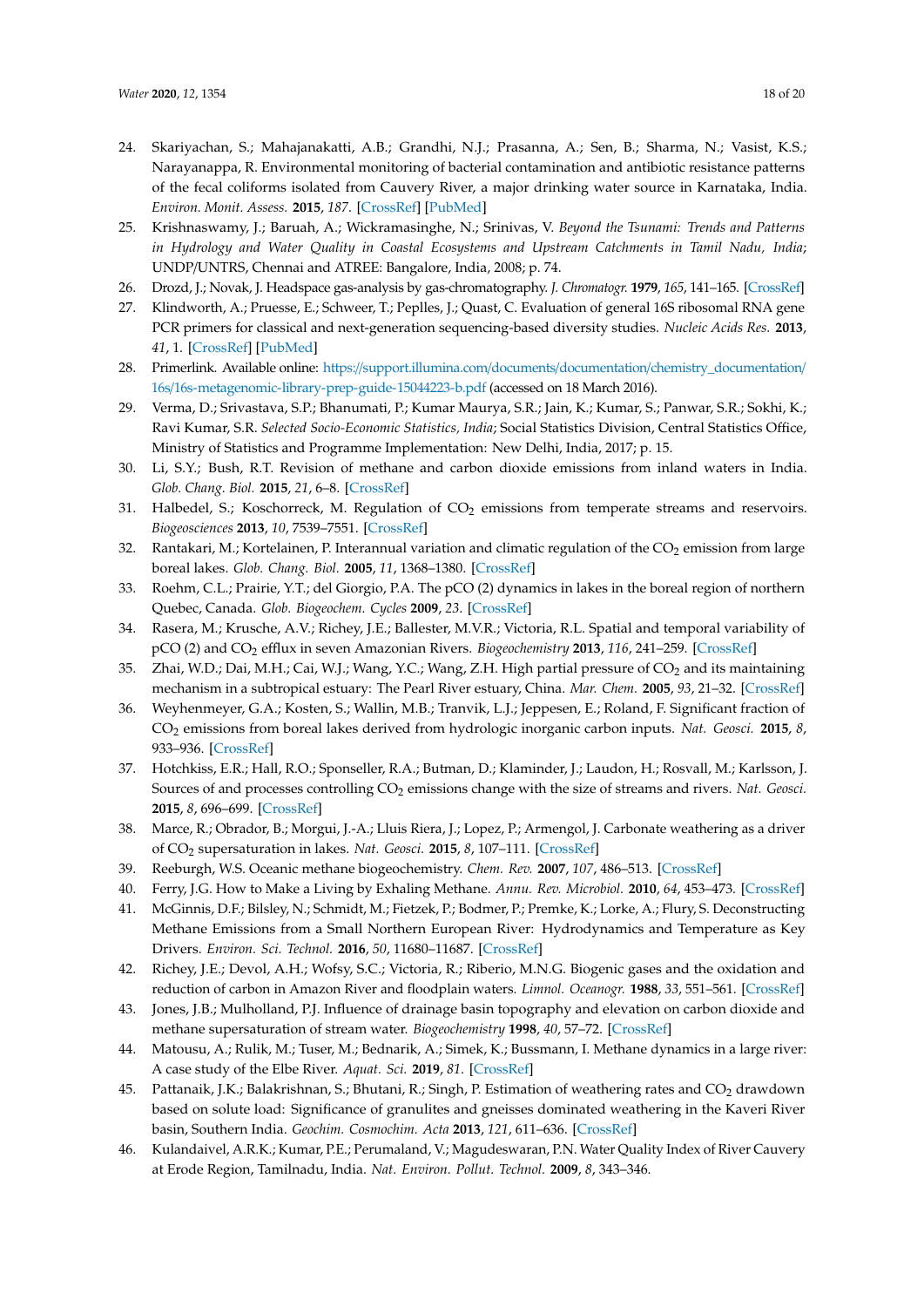24. Skariyachan, S.; Mahajanakatti, A.B.; Grandhi, N.J.; Prasanna, A.; Sen, B.; Sharma, N.; Vasist, K.S.; Narayanappa, R. Environmental monitoring of bacterial contamination and antibiotic resistance patterns of the fecal coliforms isolated from Cauvery River, a major drinking water source in Karnataka, India. *Environ. Monit. Assess.* **2015**, *187*. [CrossRef] [PubMed]
25. Krishnaswamy, J.; Baruah, A.; Wickramasinghe, N.; Srinivas, V. *Beyond the Tsunami: Trends and Patterns in Hydrology and Water Quality in Coastal Ecosystems and Upstream Catchments in Tamil Nadu, India*; UNDP/UNTRS, Chennai and ATREE: Bangalore, India, 2008; p. 74.
26. Drozd, J.; Novak, J. Headspace gas-analysis by gas-chromatography. *J. Chromatogr.* **1979**, *165*, 141–165. [CrossRef]
27. Klindworth, A.; Pruesse, E.; Schweer, T.; Peplles, J.; Quast, C. Evaluation of general 16S ribosomal RNA gene PCR primers for classical and next-generation sequencing-based diversity studies. *Nucleic Acids Res.* **2013**, *41*, 1. [CrossRef] [PubMed]
28. Primerlink. Available online: https://support.illumina.com/documents/documentation/chemistry_documentation/16s/16s-metagenomic-library-prep-guide-15044223-b.pdf (accessed on 18 March 2016).
29. Verma, D.; Srivastava, S.P.; Bhanumati, P.; Kumar Maurya, S.R.; Jain, K.; Kumar, S.; Panwar, S.R.; Sokhi, K.; Ravi Kumar, S.R. *Selected Socio-Economic Statistics, India*; Social Statistics Division, Central Statistics Office, Ministry of Statistics and Programme Implementation: New Delhi, India, 2017; p. 15.
30. Li, S.Y.; Bush, R.T. Revision of methane and carbon dioxide emissions from inland waters in India. *Glob. Chang. Biol.* **2015**, *21*, 6–8. [CrossRef]
31. Halbedel, S.; Koschorreck, M. Regulation of $CO_2$ emissions from temperate streams and reservoirs. *Biogeosciences* **2013**, *10*, 7539–7551. [CrossRef]
32. Rantakari, M.; Kortelainen, P. Interannual variation and climatic regulation of the $CO_2$ emission from large boreal lakes. *Glob. Chang. Biol.* **2005**, *11*, 1368–1380. [CrossRef]
33. Roehm, C.L.; Prairie, Y.T.; del Giorgio, P.A. The pCO (2) dynamics in lakes in the boreal region of northern Quebec, Canada. *Glob. Biogeochem. Cycles* **2009**, *23*. [CrossRef]
34. Rasera, M.; Krusche, A.V.; Richey, J.E.; Ballester, M.V.R.; Victoria, R.L. Spatial and temporal variability of pCO (2) and $CO_2$ efflux in seven Amazonian Rivers. *Biogeochemistry* **2013**, *116*, 241–259. [CrossRef]
35. Zhai, W.D.; Dai, M.H.; Cai, W.J.; Wang, Y.C.; Wang, Z.H. High partial pressure of $CO_2$ and its maintaining mechanism in a subtropical estuary: The Pearl River estuary, China. *Mar. Chem.* **2005**, *93*, 21–32. [CrossRef]
36. Weyhenmeyer, G.A.; Kosten, S.; Wallin, M.B.; Tranvik, L.J.; Jeppesen, E.; Roland, F. Significant fraction of $CO_2$ emissions from boreal lakes derived from hydrologic inorganic carbon inputs. *Nat. Geosci.* **2015**, *8*, 933–936. [CrossRef]
37. Hotchkiss, E.R.; Hall, R.O.; Sponseller, R.A.; Butman, D.; Klaminder, J.; Laudon, H.; Rosvall, M.; Karlsson, J. Sources of and processes controlling $CO_2$ emissions change with the size of streams and rivers. *Nat. Geosci.* **2015**, *8*, 696–699. [CrossRef]
38. Marce, R.; Obrador, B.; Morgui, J.-A.; Lluis Riera, J.; Lopez, P.; Armengol, J. Carbonate weathering as a driver of $CO_2$ supersaturation in lakes. *Nat. Geosci.* **2015**, *8*, 107–111. [CrossRef]
39. Reeburgh, W.S. Oceanic methane biogeochemistry. *Chem. Rev.* **2007**, *107*, 486–513. [CrossRef]
40. Ferry, J.G. How to Make a Living by Exhaling Methane. *Annu. Rev. Microbiol.* **2010**, *64*, 453–473. [CrossRef]
41. McGinnis, D.F.; Bilsley, N.; Schmidt, M.; Fietzek, P.; Bodmer, P.; Premke, K.; Lorke, A.; Flury, S. Deconstructing Methane Emissions from a Small Northern European River: Hydrodynamics and Temperature as Key Drivers. *Environ. Sci. Technol.* **2016**, *50*, 11680–11687. [CrossRef]
42. Richey, J.E.; Devol, A.H.; Wofsy, S.C.; Victoria, R.; Riberio, M.N.G. Biogenic gases and the oxidation and reduction of carbon in Amazon River and floodplain waters. *Limnol. Oceanogr.* **1988**, *33*, 551–561. [CrossRef]
43. Jones, J.B.; Mulholland, P.J. Influence of drainage basin topography and elevation on carbon dioxide and methane supersaturation of stream water. *Biogeochemistry* **1998**, *40*, 57–72. [CrossRef]
44. Matousu, A.; Rulik, M.; Tuser, M.; Bednarik, A.; Simek, K.; Bussmann, I. Methane dynamics in a large river: A case study of the Elbe River. *Aquat. Sci.* **2019**, *81*. [CrossRef]
45. Pattanaik, J.K.; Balakrishnan, S.; Bhutani, R.; Singh, P. Estimation of weathering rates and $CO_2$ drawdown based on solute load: Significance of granulites and gneisses dominated weathering in the Kaveri River basin, Southern India. *Geochim. Cosmochim. Acta* **2013**, *121*, 611–636. [CrossRef]
46. Kulandaivel, A.R.K.; Kumar, P.E.; Perumaland, V.; Magudeswaran, P.N. Water Quality Index of River Cauvery at Erode Region, Tamilnadu, India. *Nat. Environ. Pollut. Technol.* **2009**, *8*, 343–346.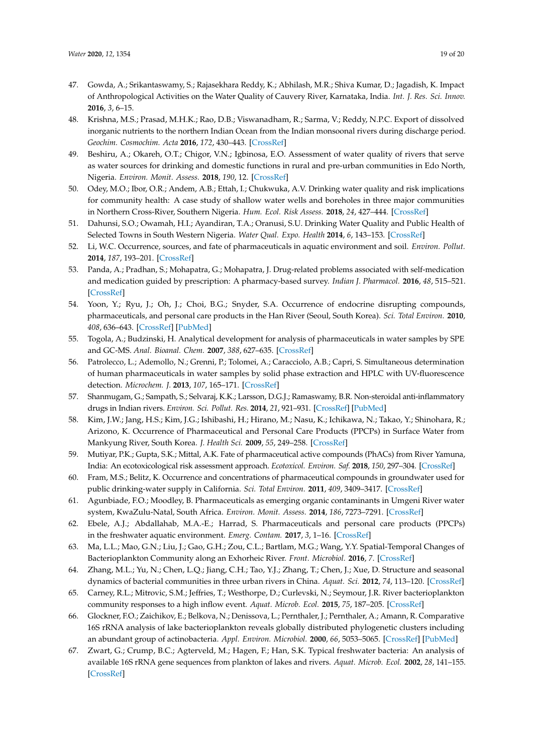47. Gowda, A.; Srikantaswamy, S.; Rajasekhara Reddy, K.; Abhilash, M.R.; Shiva Kumar, D.; Jagadish, K. Impact of Anthropological Activities on the Water Quality of Cauvery River, Karnataka, India. *Int. J. Res. Sci. Innov.* **2016**, *3*, 6–15.
48. Krishna, M.S.; Prasad, M.H.K.; Rao, D.B.; Viswanadham, R.; Sarma, V.; Reddy, N.P.C. Export of dissolved inorganic nutrients to the northern Indian Ocean from the Indian monsoonal rivers during discharge period. *Geochim. Cosmochim. Acta* **2016**, *172*, 430–443. [CrossRef]
49. Beshiru, A.; Okareh, O.T.; Chigor, V.N.; Igbinosa, E.O. Assessment of water quality of rivers that serve as water sources for drinking and domestic functions in rural and pre-urban communities in Edo North, Nigeria. *Environ. Monit. Assess.* **2018**, *190*, 12. [CrossRef]
50. Odey, M.O.; Ibor, O.R.; Andem, A.B.; Ettah, I.; Chukwuka, A.V. Drinking water quality and risk implications for community health: A case study of shallow water wells and boreholes in three major communities in Northern Cross-River, Southern Nigeria. *Hum. Ecol. Risk Assess.* **2018**, *24*, 427–444. [CrossRef]
51. Dahunsi, S.O.; Owamah, H.I.; Ayandiran, T.A.; Oranusi, S.U. Drinking Water Quality and Public Health of Selected Towns in South Western Nigeria. *Water Qual. Expo. Health* **2014**, *6*, 143–153. [CrossRef]
52. Li, W.C. Occurrence, sources, and fate of pharmaceuticals in aquatic environment and soil. *Environ. Pollut.* **2014**, *187*, 193–201. [CrossRef]
53. Panda, A.; Pradhan, S.; Mohapatra, G.; Mohapatra, J. Drug-related problems associated with self-medication and medication guided by prescription: A pharmacy-based survey. *Indian J. Pharmacol.* **2016**, *48*, 515–521. [CrossRef]
54. Yoon, Y.; Ryu, J.; Oh, J.; Choi, B.G.; Snyder, S.A. Occurrence of endocrine disrupting compounds, pharmaceuticals, and personal care products in the Han River (Seoul, South Korea). *Sci. Total Environ.* **2010**, *408*, 636–643. [CrossRef] [PubMed]
55. Togola, A.; Budzinski, H. Analytical development for analysis of pharmaceuticals in water samples by SPE and GC-MS. *Anal. Bioanal. Chem.* **2007**, *388*, 627–635. [CrossRef]
56. Patrolecco, L.; Ademollo, N.; Grenni, P.; Tolomei, A.; Caracciolo, A.B.; Capri, S. Simultaneous determination of human pharmaceuticals in water samples by solid phase extraction and HPLC with UV-fluorescence detection. *Microchem. J.* **2013**, *107*, 165–171. [CrossRef]
57. Shanmugam, G.; Sampath, S.; Selvaraj, K.K.; Larsson, D.G.J.; Ramaswamy, B.R. Non-steroidal anti-inflammatory drugs in Indian rivers. *Environ. Sci. Pollut. Res.* **2014**, *21*, 921–931. [CrossRef] [PubMed]
58. Kim, J.W.; Jang, H.S.; Kim, J.G.; Ishibashi, H.; Hirano, M.; Nasu, K.; Ichikawa, N.; Takao, Y.; Shinohara, R.; Arizono, K. Occurrence of Pharmaceutical and Personal Care Products (PPCPs) in Surface Water from Mankyung River, South Korea. *J. Health Sci.* **2009**, *55*, 249–258. [CrossRef]
59. Mutiyar, P.K.; Gupta, S.K.; Mittal, A.K. Fate of pharmaceutical active compounds (PhACs) from River Yamuna, India: An ecotoxicological risk assessment approach. *Ecotoxicol. Environ. Saf.* **2018**, *150*, 297–304. [CrossRef]
60. Fram, M.S.; Belitz, K. Occurrence and concentrations of pharmaceutical compounds in groundwater used for public drinking-water supply in California. *Sci. Total Environ.* **2011**, *409*, 3409–3417. [CrossRef]
61. Agunbiade, F.O.; Moodley, B. Pharmaceuticals as emerging organic contaminants in Umgeni River water system, KwaZulu-Natal, South Africa. *Environ. Monit. Assess.* **2014**, *186*, 7273–7291. [CrossRef]
62. Ebele, A.J.; Abdallahab, M.A.-E.; Harrad, S. Pharmaceuticals and personal care products (PPCPs) in the freshwater aquatic environment. *Emerg. Contam.* **2017**, *3*, 1–16. [CrossRef]
63. Ma, L.L.; Mao, G.N.; Liu, J.; Gao, G.H.; Zou, C.L.; Bartlam, M.G.; Wang, Y.Y. Spatial-Temporal Changes of Bacterioplankton Community along an Exhorheic River. *Front. Microbiol.* **2016**, *7*. [CrossRef]
64. Zhang, M.L.; Yu, N.; Chen, L.Q.; Jiang, C.H.; Tao, Y.J.; Zhang, T.; Chen, J.; Xue, D. Structure and seasonal dynamics of bacterial communities in three urban rivers in China. *Aquat. Sci.* **2012**, *74*, 113–120. [CrossRef]
65. Carney, R.L.; Mitrovic, S.M.; Jeffries, T.; Westhorpe, D.; Curlevski, N.; Seymour, J.R. River bacterioplankton community responses to a high inflow event. *Aquat. Microb. Ecol.* **2015**, *75*, 187–205. [CrossRef]
66. Glockner, F.O.; Zaichikov, E.; Belkova, N.; Denissova, L.; Pernthaler, J.; Pernthaler, A.; Amann, R. Comparative 16S rRNA analysis of lake bacterioplankton reveals globally distributed phylogenetic clusters including an abundant group of actinobacteria. *Appl. Environ. Microbiol.* **2000**, *66*, 5053–5065. [CrossRef] [PubMed]
67. Zwart, G.; Crump, B.C.; Agterveld, M.; Hagen, F.; Han, S.K. Typical freshwater bacteria: An analysis of available 16S rRNA gene sequences from plankton of lakes and rivers. *Aquat. Microb. Ecol.* **2002**, *28*, 141–155. [CrossRef]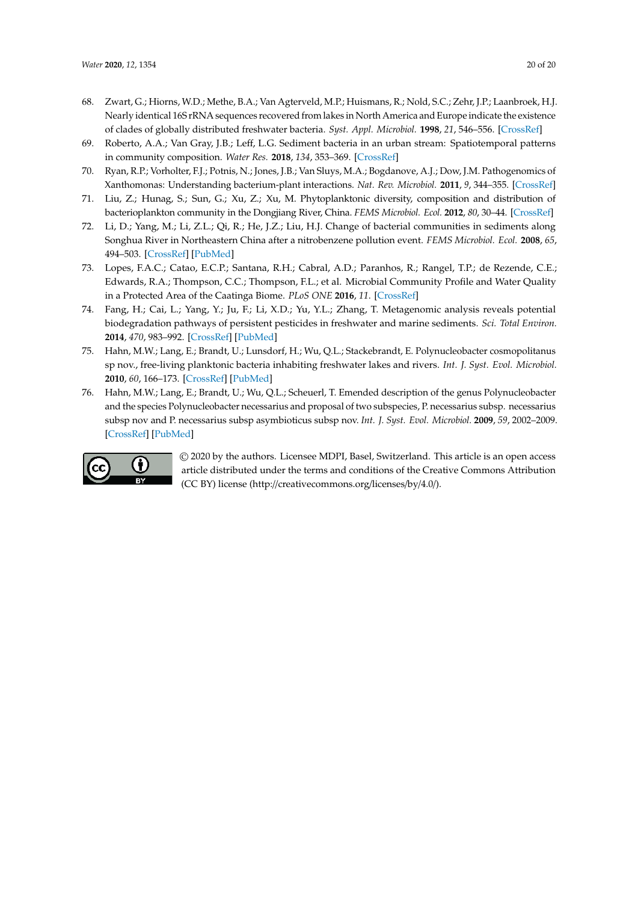68. Zwart, G.; Hiorns, W.D.; Methe, B.A.; Van Agterveld, M.P.; Huismans, R.; Nold, S.C.; Zehr, J.P.; Laanbroek, H.J. Nearly identical 16S rRNA sequences recovered from lakes in North America and Europe indicate the existence of clades of globally distributed freshwater bacteria. *Syst. Appl. Microbiol.* **1998**, *21*, 546–556. [CrossRef]
69. Roberto, A.A.; Van Gray, J.B.; Leff, L.G. Sediment bacteria in an urban stream: Spatiotemporal patterns in community composition. *Water Res.* **2018**, *134*, 353–369. [CrossRef]
70. Ryan, R.P.; Vorholter, F.J.; Potnis, N.; Jones, J.B.; Van Sluys, M.A.; Bogdanove, A.J.; Dow, J.M. Pathogenomics of Xanthomonas: Understanding bacterium-plant interactions. *Nat. Rev. Microbiol.* **2011**, *9*, 344–355. [CrossRef]
71. Liu, Z.; Hunag, S.; Sun, G.; Xu, Z.; Xu, M. Phytoplanktonic diversity, composition and distribution of bacterioplankton community in the Dongjiang River, China. *FEMS Microbiol. Ecol.* **2012**, *80*, 30–44. [CrossRef]
72. Li, D.; Yang, M.; Li, Z.L.; Qi, R.; He, J.Z.; Liu, H.J. Change of bacterial communities in sediments along Songhua River in Northeastern China after a nitrobenzene pollution event. *FEMS Microbiol. Ecol.* **2008**, *65*, 494–503. [CrossRef] [PubMed]
73. Lopes, F.A.C.; Catao, E.C.P.; Santana, R.H.; Cabral, A.D.; Paranhos, R.; Rangel, T.P.; de Rezende, C.E.; Edwards, R.A.; Thompson, C.C.; Thompson, F.L.; et al. Microbial Community Profile and Water Quality in a Protected Area of the Caatinga Biome. *PLoS ONE* **2016**, *11*. [CrossRef]
74. Fang, H.; Cai, L.; Yang, Y.; Ju, F.; Li, X.D.; Yu, Y.L.; Zhang, T. Metagenomic analysis reveals potential biodegradation pathways of persistent pesticides in freshwater and marine sediments. *Sci. Total Environ.* **2014**, *470*, 983–992. [CrossRef] [PubMed]
75. Hahn, M.W.; Lang, E.; Brandt, U.; Lunsdorf, H.; Wu, Q.L.; Stackebrandt, E. Polynucleobacter cosmopolitanus sp nov., free-living planktonic bacteria inhabiting freshwater lakes and rivers. *Int. J. Syst. Evol. Microbiol.* **2010**, *60*, 166–173. [CrossRef] [PubMed]
76. Hahn, M.W.; Lang, E.; Brandt, U.; Wu, Q.L.; Scheuerl, T. Emended description of the genus Polynucleobacter and the species Polynucleobacter necessarius and proposal of two subspecies, P. necessarius subsp. necessarius subsp nov and P. necessarius subsp asymbioticus subsp nov. *Int. J. Syst. Evol. Microbiol.* **2009**, *59*, 2002–2009. [CrossRef] [PubMed]

© 2020 by the authors. Licensee MDPI, Basel, Switzerland. This article is an open access article distributed under the terms and conditions of the Creative Commons Attribution (CC BY) license (http://creativecommons.org/licenses/by/4.0/).